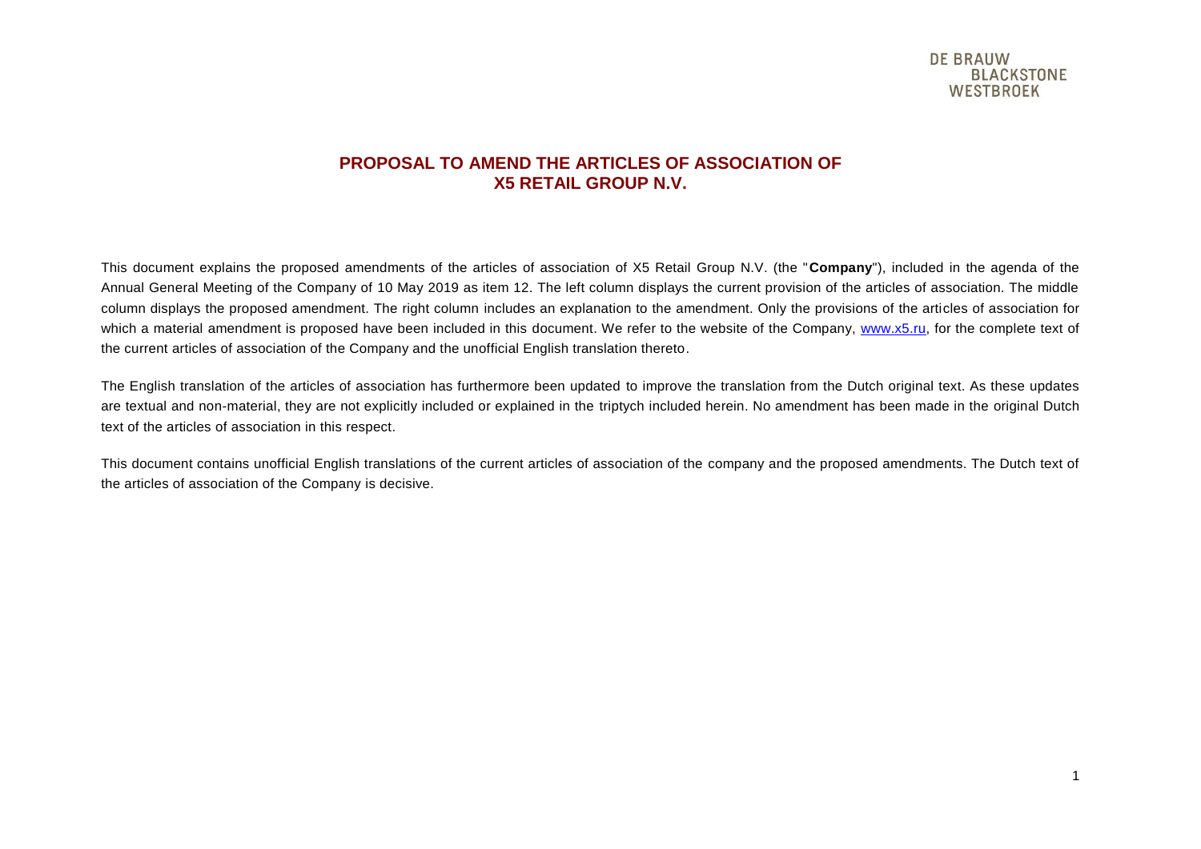DE BRAUW BLACKSTONE WESTBROEK

# PROPOSAL TO AMEND THE ARTICLES OF ASSOCIATION OF X5 RETAIL GROUP N.V.

This document explains the proposed amendments of the articles of association of X5 Retail Group N.V. (the "**Company**"), included in the agenda of the Annual General Meeting of the Company of 10 May 2019 as item 12. The left column displays the current provision of the articles of association. The middle column displays the proposed amendment. The right column includes an explanation to the amendment. Only the provisions of the articles of association for which a material amendment is proposed have been included in this document. We refer to the website of the Company, [www.x5.ru](www.x5.ru), for the complete text of the current articles of association of the Company and the unofficial English translation thereto.

The English translation of the articles of association has furthermore been updated to improve the translation from the Dutch original text. As these updates are textual and non-material, they are not explicitly included or explained in the triptych included herein. No amendment has been made in the original Dutch text of the articles of association in this respect.

This document contains unofficial English translations of the current articles of association of the company and the proposed amendments. The Dutch text of the articles of association of the Company is decisive.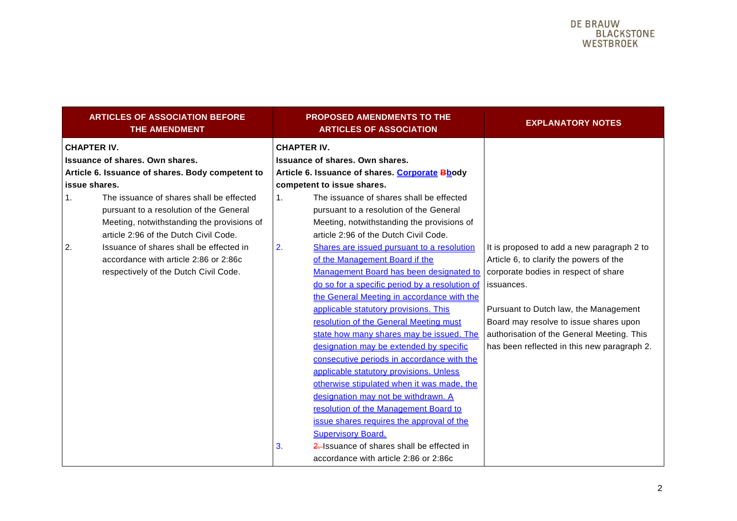| ARTICLES OF ASSOCIATION BEFORE THE AMENDMENT | PROPOSED AMENDMENTS TO THE ARTICLES OF ASSOCIATION | EXPLANATORY NOTES |
|---|---|---|
| **CHAPTER IV.** <br> **Issuance of shares. Own shares.** <br> **Article 6. Issuance of shares. Body competent to issue shares.** | **CHAPTER IV.** <br> **Issuance of shares. Own shares.** <br> **Article 6. Issuance of shares. Corporate ~~B~~body competent to issue shares.** | |
| 1. The issuance of shares shall be effected pursuant to a resolution of the General Meeting, notwithstanding the provisions of article 2:96 of the Dutch Civil Code. | 1. The issuance of shares shall be effected pursuant to a resolution of the General Meeting, notwithstanding the provisions of article 2:96 of the Dutch Civil Code. | |
| 2. Issuance of shares shall be effected in accordance with article 2:86 or 2:86c respectively of the Dutch Civil Code. | 2. Shares are issued pursuant to a resolution of the Management Board if the Management Board has been designated to do so for a specific period by a resolution of the General Meeting in accordance with the applicable statutory provisions. This resolution of the General Meeting must state how many shares may be issued. The designation may be extended by specific consecutive periods in accordance with the applicable statutory provisions. Unless otherwise stipulated when it was made, the designation may not be withdrawn. A resolution of the Management Board to issue shares requires the approval of the Supervisory Board. | It is proposed to add a new paragraph 2 to Article 6, to clarify the powers of the corporate bodies in respect of share issuances. <br><br> Pursuant to Dutch law, the Management Board may resolve to issue shares upon authorisation of the General Meeting. This has been reflected in this new paragraph 2. |
| | 3. ~~2.~~ Issuance of shares shall be effected in accordance with article 2:86 or 2:86c | |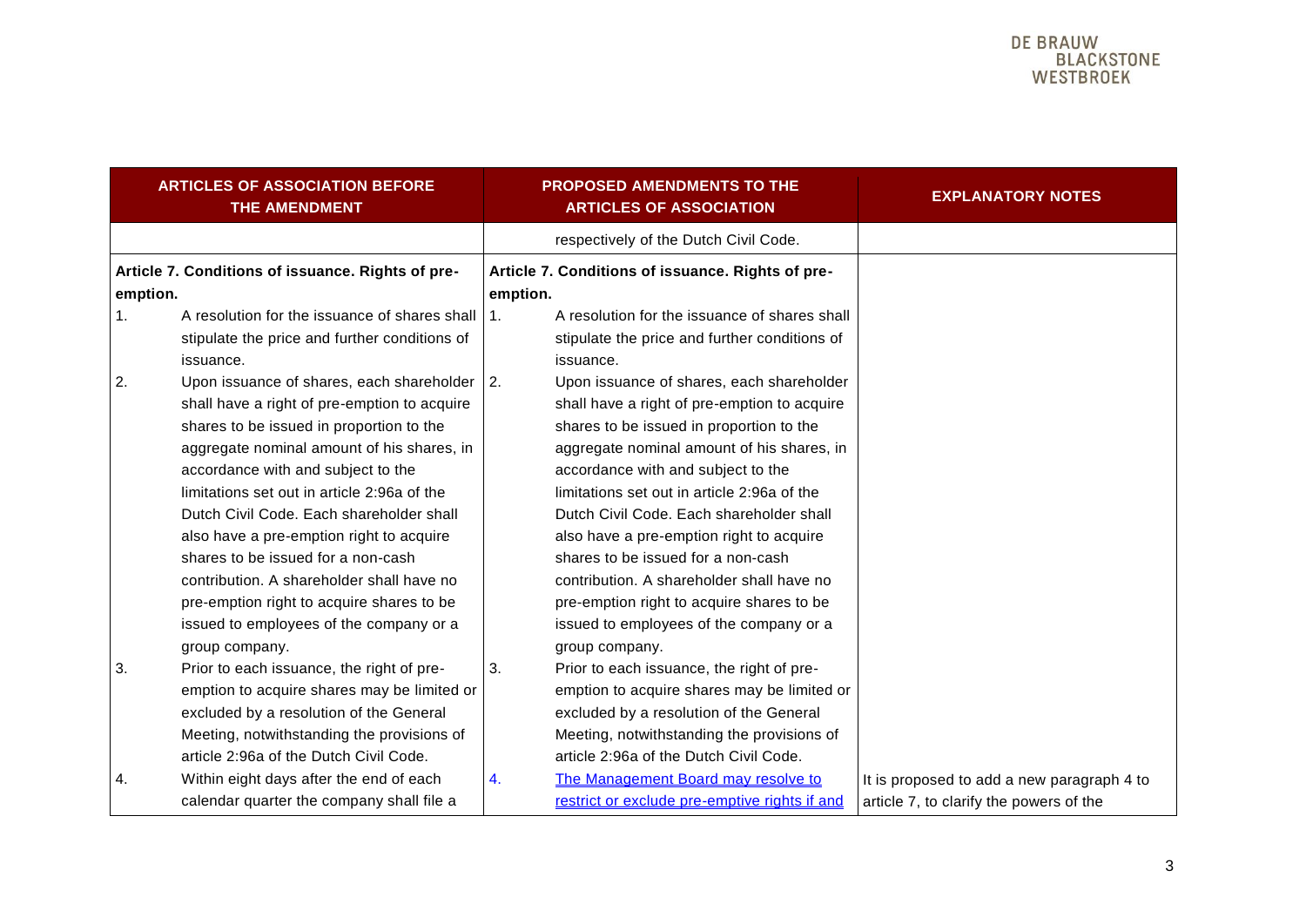| ARTICLES OF ASSOCIATION BEFORE THE AMENDMENT | PROPOSED AMENDMENTS TO THE ARTICLES OF ASSOCIATION | EXPLANATORY NOTES |
|---|---|---|
| | respectively of the Dutch Civil Code. | |
| **Article 7. Conditions of issuance. Rights of pre-emption.** | **Article 7. Conditions of issuance. Rights of pre-emption.** | |
| 1. A resolution for the issuance of shares shall stipulate the price and further conditions of issuance. | 1. A resolution for the issuance of shares shall stipulate the price and further conditions of issuance. | |
| 2. Upon issuance of shares, each shareholder shall have a right of pre-emption to acquire shares to be issued in proportion to the aggregate nominal amount of his shares, in accordance with and subject to the limitations set out in article 2:96a of the Dutch Civil Code. Each shareholder shall also have a pre-emption right to acquire shares to be issued for a non-cash contribution. A shareholder shall have no pre-emption right to acquire shares to be issued to employees of the company or a group company. | 2. Upon issuance of shares, each shareholder shall have a right of pre-emption to acquire shares to be issued in proportion to the aggregate nominal amount of his shares, in accordance with and subject to the limitations set out in article 2:96a of the Dutch Civil Code. Each shareholder shall also have a pre-emption right to acquire shares to be issued for a non-cash contribution. A shareholder shall have no pre-emption right to acquire shares to be issued to employees of the company or a group company. | |
| 3. Prior to each issuance, the right of pre-emption to acquire shares may be limited or excluded by a resolution of the General Meeting, notwithstanding the provisions of article 2:96a of the Dutch Civil Code. | 3. Prior to each issuance, the right of pre-emption to acquire shares may be limited or excluded by a resolution of the General Meeting, notwithstanding the provisions of article 2:96a of the Dutch Civil Code. | |
| 4. Within eight days after the end of each calendar quarter the company shall file a | 4. The Management Board may resolve to restrict or exclude pre-emptive rights if and | It is proposed to add a new paragraph 4 to article 7, to clarify the powers of the |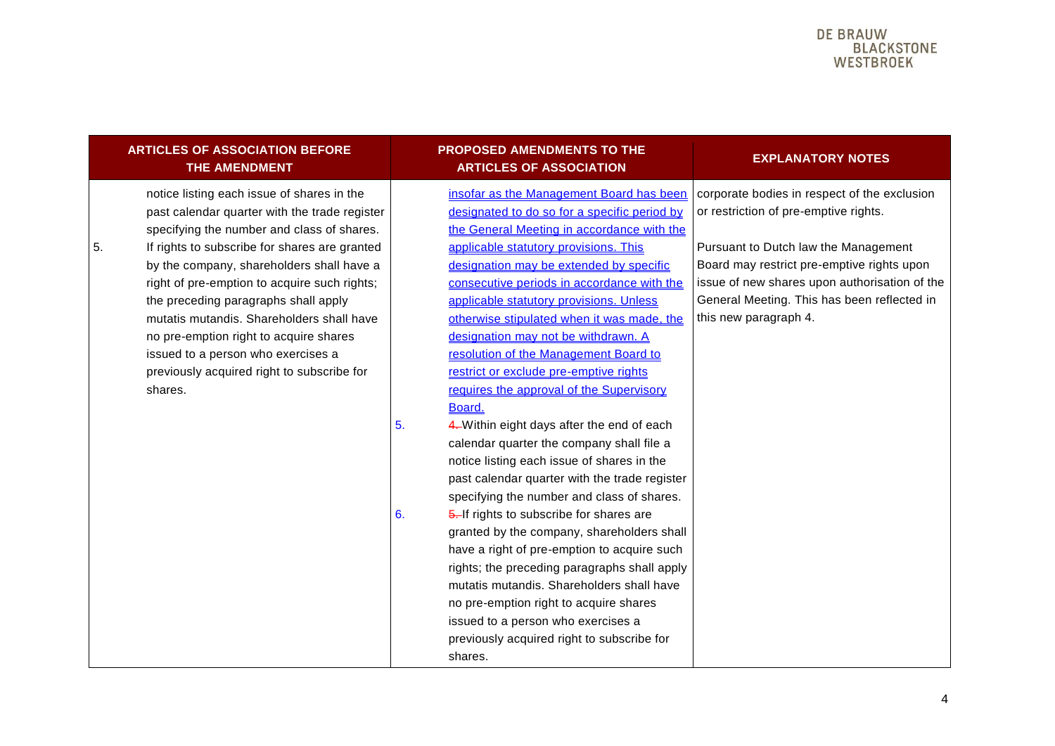| ARTICLES OF ASSOCIATION BEFORE THE AMENDMENT | PROPOSED AMENDMENTS TO THE ARTICLES OF ASSOCIATION | EXPLANATORY NOTES |
|---|---|---|
| notice listing each issue of shares in the past calendar quarter with the trade register specifying the number and class of shares.<br>5. If rights to subscribe for shares are granted by the company, shareholders shall have a right of pre-emption to acquire such rights; the preceding paragraphs shall apply mutatis mutandis. Shareholders shall have no pre-emption right to acquire shares issued to a person who exercises a previously acquired right to subscribe for shares. | insofar as the Management Board has been designated to do so for a specific period by the General Meeting in accordance with the applicable statutory provisions. This designation may be extended by specific consecutive periods in accordance with the applicable statutory provisions. Unless otherwise stipulated when it was made, the designation may not be withdrawn. A resolution of the Management Board to restrict or exclude pre-emptive rights requires the approval of the Supervisory Board.<br>5. ~~4.~~ Within eight days after the end of each calendar quarter the company shall file a notice listing each issue of shares in the past calendar quarter with the trade register specifying the number and class of shares.<br>6. ~~5.~~ If rights to subscribe for shares are granted by the company, shareholders shall have a right of pre-emption to acquire such rights; the preceding paragraphs shall apply mutatis mutandis. Shareholders shall have no pre-emption right to acquire shares issued to a person who exercises a previously acquired right to subscribe for shares. | corporate bodies in respect of the exclusion or restriction of pre-emptive rights.<br><br>Pursuant to Dutch law the Management Board may restrict pre-emptive rights upon issue of new shares upon authorisation of the General Meeting. This has been reflected in this new paragraph 4. |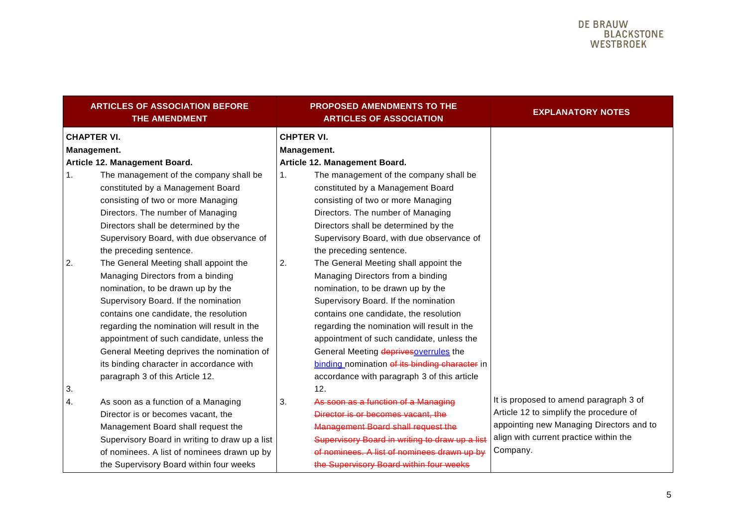| ARTICLES OF ASSOCIATION BEFORE THE AMENDMENT | PROPOSED AMENDMENTS TO THE ARTICLES OF ASSOCIATION | EXPLANATORY NOTES |
|---|---|---|
| **CHAPTER VI.**<br>**Management.**<br>**Article 12. Management Board.**<br>1. The management of the company shall be constituted by a Management Board consisting of two or more Managing Directors. The number of Managing Directors shall be determined by the Supervisory Board, with due observance of the preceding sentence.<br>2. The General Meeting shall appoint the Managing Directors from a binding nomination, to be drawn up by the Supervisory Board. If the nomination contains one candidate, the resolution regarding the nomination will result in the appointment of such candidate, unless the General Meeting deprives the nomination of its binding character in accordance with paragraph 3 of this Article 12.<br>3. | **CHPTER VI.**<br>**Management.**<br>**Article 12. Management Board.**<br>1. The management of the company shall be constituted by a Management Board consisting of two or more Managing Directors. The number of Managing Directors shall be determined by the Supervisory Board, with due observance of the preceding sentence.<br>2. The General Meeting shall appoint the Managing Directors from a binding nomination, to be drawn up by the Supervisory Board. If the nomination contains one candidate, the resolution regarding the nomination will result in the appointment of such candidate, unless the General Meeting ~~deprives~~overrules the binding nomination ~~of its binding character~~ in accordance with paragraph 3 of this article 12. | |
| 4. As soon as a function of a Managing Director is or becomes vacant, the Management Board shall request the Supervisory Board in writing to draw up a list of nominees. A list of nominees drawn up by the Supervisory Board within four weeks | 3. ~~As soon as a function of a Managing Director is or becomes vacant, the Management Board shall request the Supervisory Board in writing to draw up a list of nominees. A list of nominees drawn up by the Supervisory Board within four weeks~~ | It is proposed to amend paragraph 3 of Article 12 to simplify the procedure of appointing new Managing Directors and to align with current practice within the Company. |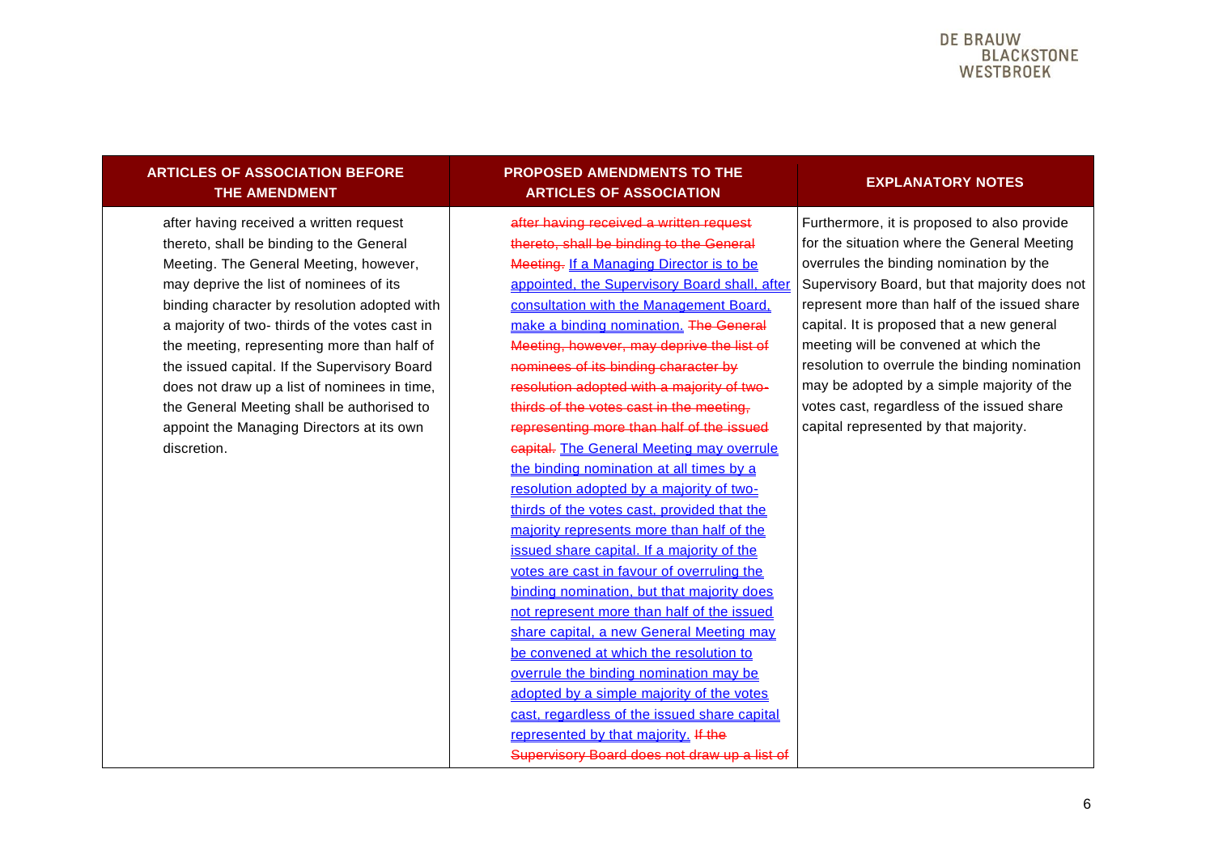| ARTICLES OF ASSOCIATION BEFORE THE AMENDMENT | PROPOSED AMENDMENTS TO THE ARTICLES OF ASSOCIATION | EXPLANATORY NOTES |
|---|---|---|
| after having received a written request thereto, shall be binding to the General Meeting. The General Meeting, however, may deprive the list of nominees of its binding character by resolution adopted with a majority of two- thirds of the votes cast in the meeting, representing more than half of the issued capital. If the Supervisory Board does not draw up a list of nominees in time, the General Meeting shall be authorised to appoint the Managing Directors at its own discretion. | ~~after having received a written request thereto, shall be binding to the General Meeting.~~ <u>If a Managing Director is to be appointed, the Supervisory Board shall, after consultation with the Management Board, make a binding nomination.</u> ~~The General Meeting, however, may deprive the list of nominees of its binding character by resolution adopted with a majority of two-thirds of the votes cast in the meeting, representing more than half of the issued capital.~~ <u>The General Meeting may overrule the binding nomination at all times by a resolution adopted by a majority of two-thirds of the votes cast, provided that the majority represents more than half of the issued share capital. If a majority of the votes are cast in favour of overruling the binding nomination, but that majority does not represent more than half of the issued share capital, a new General Meeting may be convened at which the resolution to overrule the binding nomination may be adopted by a simple majority of the votes cast, regardless of the issued share capital represented by that majority.</u> ~~If the Supervisory Board does not draw up a list of~~ | Furthermore, it is proposed to also provide for the situation where the General Meeting overrules the binding nomination by the Supervisory Board, but that majority does not represent more than half of the issued share capital. It is proposed that a new general meeting will be convened at which the resolution to overrule the binding nomination may be adopted by a simple majority of the votes cast, regardless of the issued share capital represented by that majority. |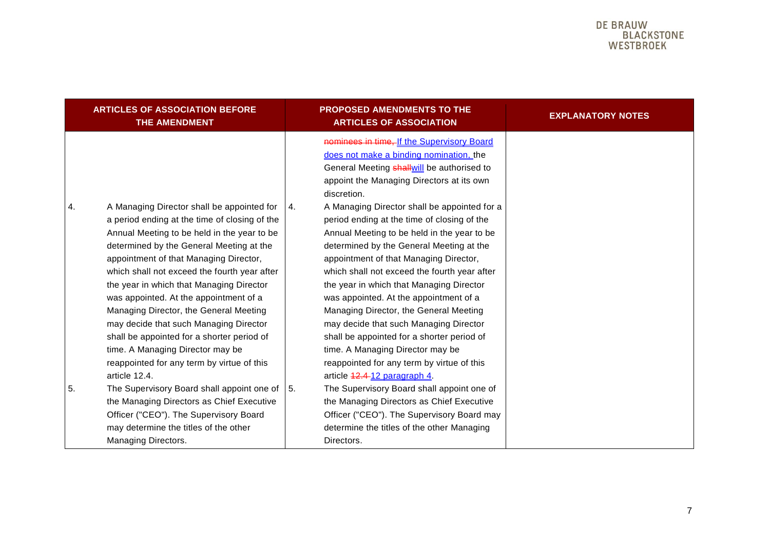| ARTICLES OF ASSOCIATION BEFORE THE AMENDMENT | PROPOSED AMENDMENTS TO THE ARTICLES OF ASSOCIATION | EXPLANATORY NOTES |
|---|---|---|
| | ~~nominees in time,~~ If the Supervisory Board does not make a binding nomination, the General Meeting ~~shall~~will be authorised to appoint the Managing Directors at its own discretion. | |
| 4. A Managing Director shall be appointed for a period ending at the time of closing of the Annual Meeting to be held in the year to be determined by the General Meeting at the appointment of that Managing Director, which shall not exceed the fourth year after the year in which that Managing Director was appointed. At the appointment of a Managing Director, the General Meeting may decide that such Managing Director shall be appointed for a shorter period of time. A Managing Director may be reappointed for any term by virtue of this article 12.4. | 4. A Managing Director shall be appointed for a period ending at the time of closing of the Annual Meeting to be held in the year to be determined by the General Meeting at the appointment of that Managing Director, which shall not exceed the fourth year after the year in which that Managing Director was appointed. At the appointment of a Managing Director, the General Meeting may decide that such Managing Director shall be appointed for a shorter period of time. A Managing Director may be reappointed for any term by virtue of this article ~~12.4~~ 12 paragraph 4. | |
| 5. The Supervisory Board shall appoint one of the Managing Directors as Chief Executive Officer ("CEO"). The Supervisory Board may determine the titles of the other Managing Directors. | 5. The Supervisory Board shall appoint one of the Managing Directors as Chief Executive Officer ("CEO"). The Supervisory Board may determine the titles of the other Managing Directors. | |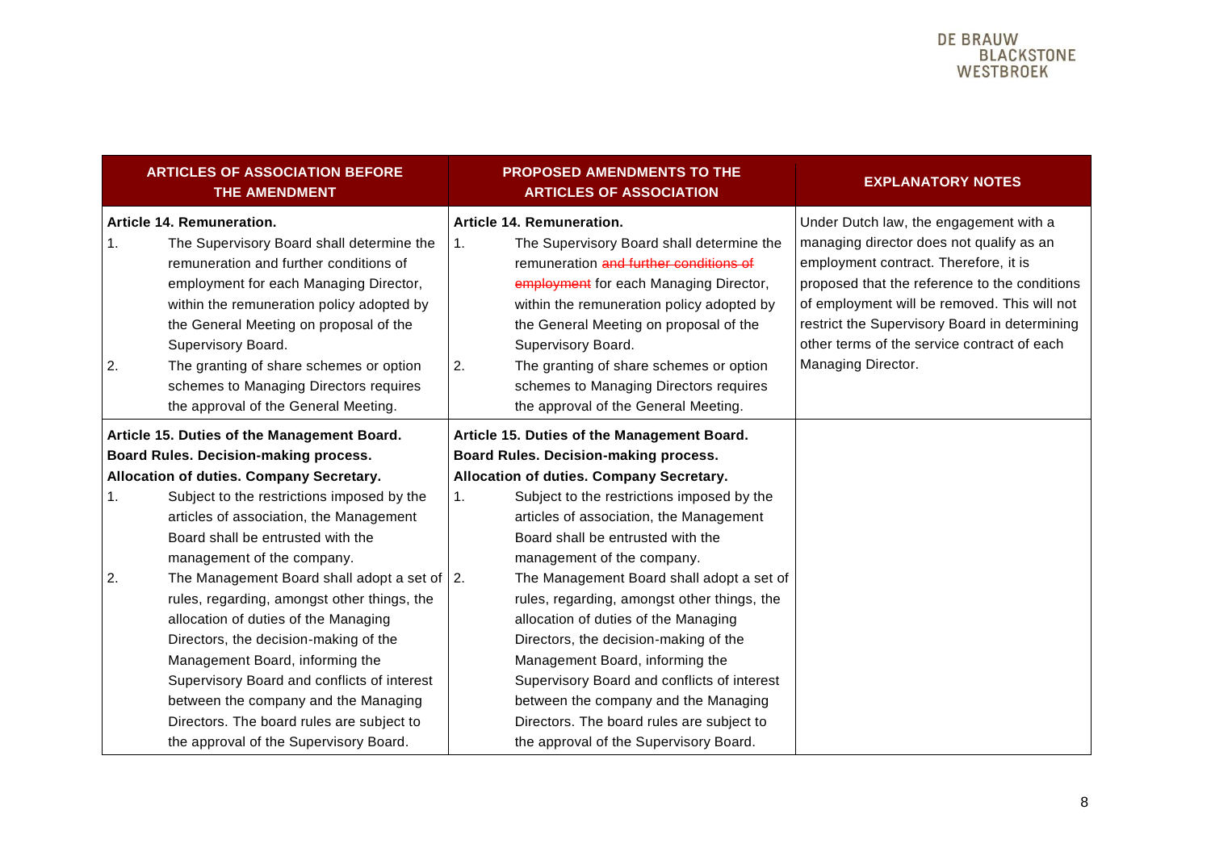| ARTICLES OF ASSOCIATION BEFORE THE AMENDMENT | PROPOSED AMENDMENTS TO THE ARTICLES OF ASSOCIATION | EXPLANATORY NOTES |
|---|---|---|
| **Article 14. Remuneration.**<br>1. The Supervisory Board shall determine the remuneration and further conditions of employment for each Managing Director, within the remuneration policy adopted by the General Meeting on proposal of the Supervisory Board.<br>2. The granting of share schemes or option schemes to Managing Directors requires the approval of the General Meeting. | **Article 14. Remuneration.**<br>1. The Supervisory Board shall determine the remuneration ~~and further conditions of employment~~ for each Managing Director, within the remuneration policy adopted by the General Meeting on proposal of the Supervisory Board.<br>2. The granting of share schemes or option schemes to Managing Directors requires the approval of the General Meeting. | Under Dutch law, the engagement with a managing director does not qualify as an employment contract. Therefore, it is proposed that the reference to the conditions of employment will be removed. This will not restrict the Supervisory Board in determining other terms of the service contract of each Managing Director. |
| **Article 15. Duties of the Management Board. Board Rules. Decision-making process. Allocation of duties. Company Secretary.**<br>1. Subject to the restrictions imposed by the articles of association, the Management Board shall be entrusted with the management of the company.<br>2. The Management Board shall adopt a set of rules, regarding, amongst other things, the allocation of duties of the Managing Directors, the decision-making of the Management Board, informing the Supervisory Board and conflicts of interest between the company and the Managing Directors. The board rules are subject to the approval of the Supervisory Board. | **Article 15. Duties of the Management Board. Board Rules. Decision-making process. Allocation of duties. Company Secretary.**<br>1. Subject to the restrictions imposed by the articles of association, the Management Board shall be entrusted with the management of the company.<br>2. The Management Board shall adopt a set of rules, regarding, amongst other things, the allocation of duties of the Managing Directors, the decision-making of the Management Board, informing the Supervisory Board and conflicts of interest between the company and the Managing Directors. The board rules are subject to the approval of the Supervisory Board. | |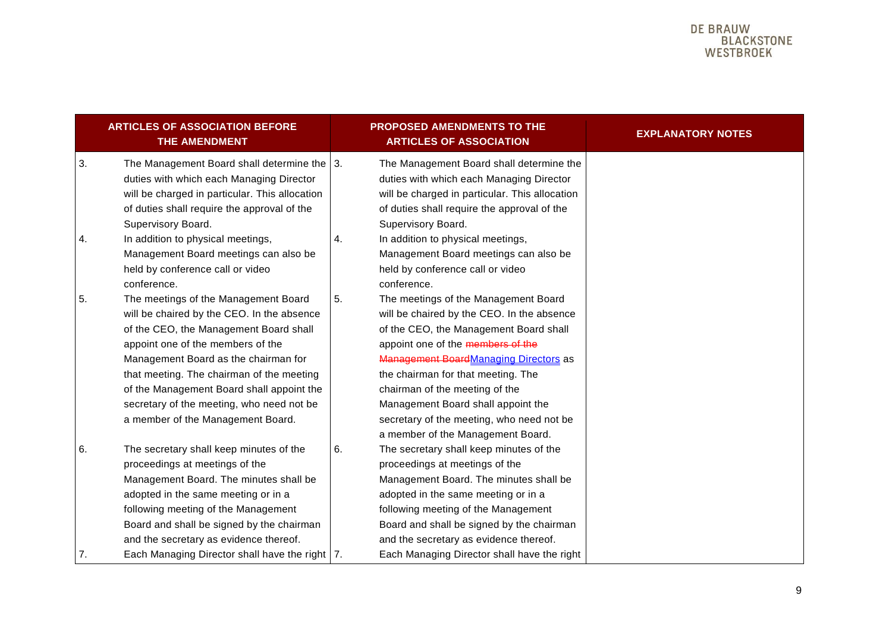| ARTICLES OF ASSOCIATION BEFORE THE AMENDMENT | PROPOSED AMENDMENTS TO THE ARTICLES OF ASSOCIATION | EXPLANATORY NOTES |
|---|---|---|
| 3. The Management Board shall determine the duties with which each Managing Director will be charged in particular. This allocation of duties shall require the approval of the Supervisory Board. | 3. The Management Board shall determine the duties with which each Managing Director will be charged in particular. This allocation of duties shall require the approval of the Supervisory Board. | |
| 4. In addition to physical meetings, Management Board meetings can also be held by conference call or video conference. | 4. In addition to physical meetings, Management Board meetings can also be held by conference call or video conference. | |
| 5. The meetings of the Management Board will be chaired by the CEO. In the absence of the CEO, the Management Board shall appoint one of the members of the Management Board as the chairman for that meeting. The chairman of the meeting of the Management Board shall appoint the secretary of the meeting, who need not be a member of the Management Board. | 5. The meetings of the Management Board will be chaired by the CEO. In the absence of the CEO, the Management Board shall appoint one of the ~~members of the Management Board~~Managing Directors as the chairman for that meeting. The chairman of the meeting of the Management Board shall appoint the secretary of the meeting, who need not be a member of the Management Board. | |
| 6. The secretary shall keep minutes of the proceedings at meetings of the Management Board. The minutes shall be adopted in the same meeting or in a following meeting of the Management Board and shall be signed by the chairman and the secretary as evidence thereof. | 6. The secretary shall keep minutes of the proceedings at meetings of the Management Board. The minutes shall be adopted in the same meeting or in a following meeting of the Management Board and shall be signed by the chairman and the secretary as evidence thereof. | |
| 7. Each Managing Director shall have the right | 7. Each Managing Director shall have the right | |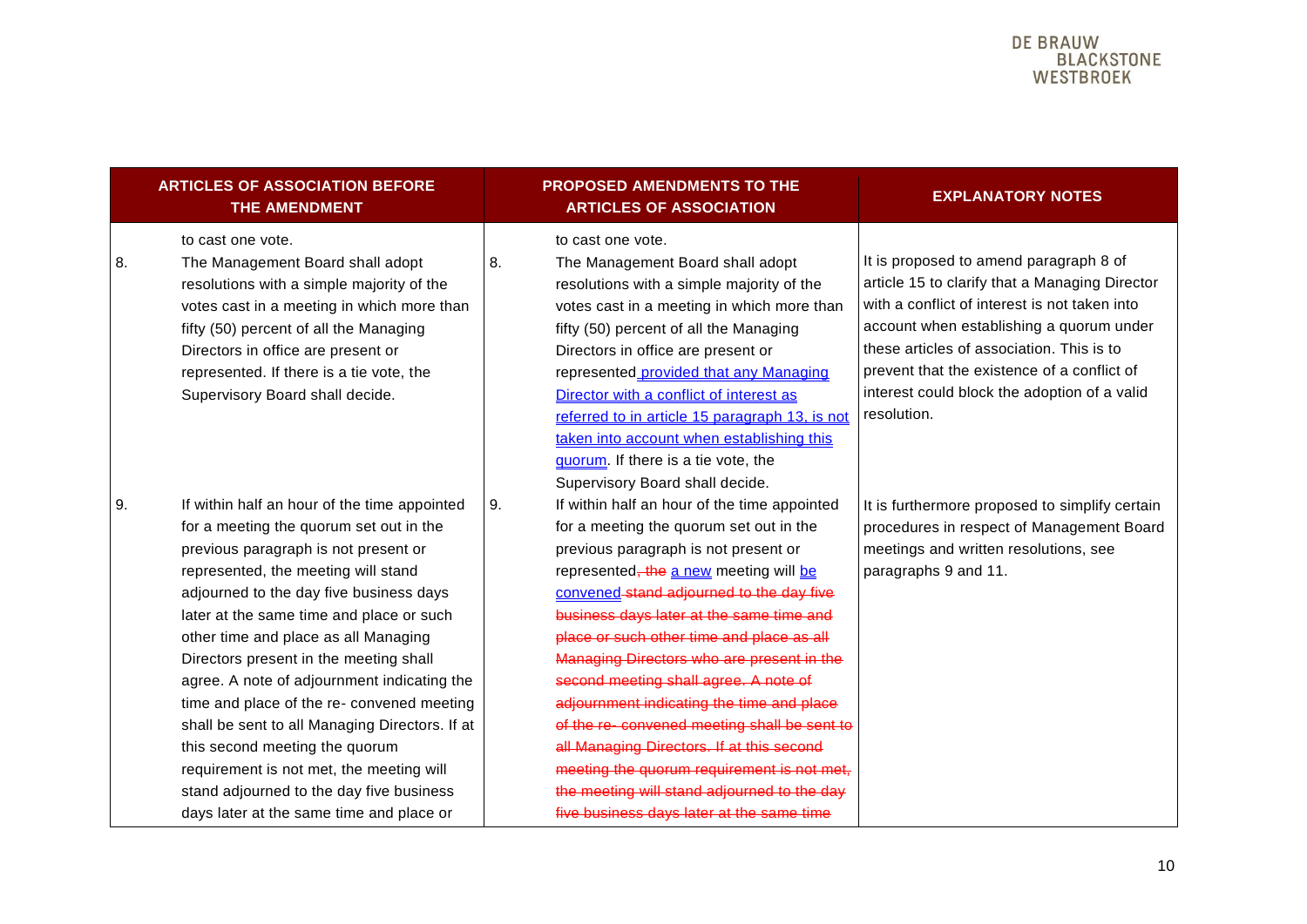| ARTICLES OF ASSOCIATION BEFORE THE AMENDMENT | PROPOSED AMENDMENTS TO THE ARTICLES OF ASSOCIATION | EXPLANATORY NOTES |
|---|---|---|
| to cast one vote. | to cast one vote. | |
| 8. The Management Board shall adopt resolutions with a simple majority of the votes cast in a meeting in which more than fifty (50) percent of all the Managing Directors in office are present or represented. If there is a tie vote, the Supervisory Board shall decide. | 8. The Management Board shall adopt resolutions with a simple majority of the votes cast in a meeting in which more than fifty (50) percent of all the Managing Directors in office are present or represented provided that any Managing Director with a conflict of interest as referred to in article 15 paragraph 13, is not taken into account when establishing this quorum. If there is a tie vote, the Supervisory Board shall decide. | It is proposed to amend paragraph 8 of article 15 to clarify that a Managing Director with a conflict of interest is not taken into account when establishing a quorum under these articles of association. This is to prevent that the existence of a conflict of interest could block the adoption of a valid resolution. |
| 9. If within half an hour of the time appointed for a meeting the quorum set out in the previous paragraph is not present or represented, the meeting will stand adjourned to the day five business days later at the same time and place or such other time and place as all Managing Directors present in the meeting shall agree. A note of adjournment indicating the time and place of the re- convened meeting shall be sent to all Managing Directors. If at this second meeting the quorum requirement is not met, the meeting will stand adjourned to the day five business days later at the same time and place or | 9. If within half an hour of the time appointed for a meeting the quorum set out in the previous paragraph is not present or represented, ~~the~~ a new meeting will be convened ~~stand adjourned to the day five business days later at the same time and place or such other time and place as all Managing Directors who are present in the second meeting shall agree. A note of adjournment indicating the time and place of the re- convened meeting shall be sent to all Managing Directors. If at this second meeting the quorum requirement is not met, the meeting will stand adjourned to the day five business days later at the same time~~ | It is furthermore proposed to simplify certain procedures in respect of Management Board meetings and written resolutions, see paragraphs 9 and 11. |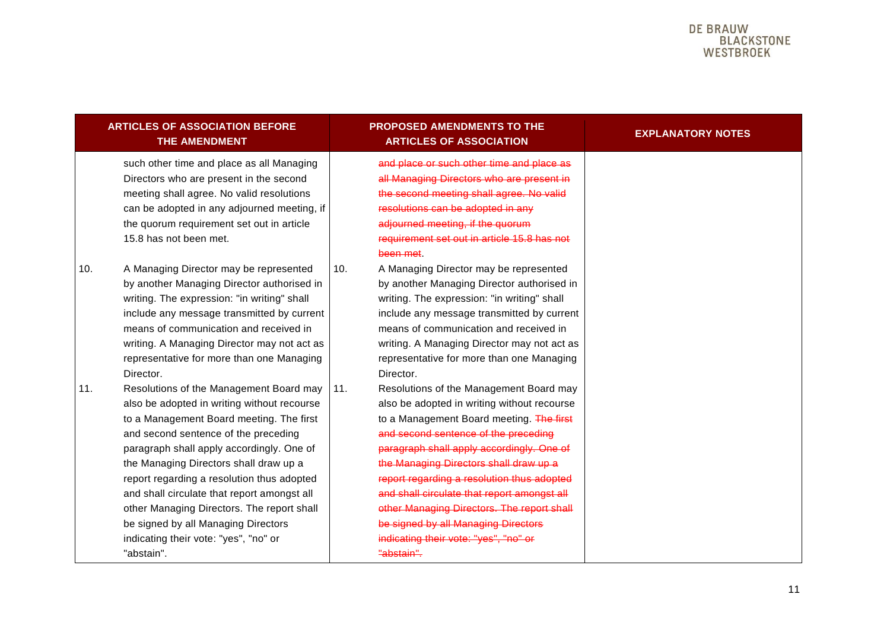| ARTICLES OF ASSOCIATION BEFORE THE AMENDMENT | PROPOSED AMENDMENTS TO THE ARTICLES OF ASSOCIATION | EXPLANATORY NOTES |
|---|---|---|
| such other time and place as all Managing Directors who are present in the second meeting shall agree. No valid resolutions can be adopted in any adjourned meeting, if the quorum requirement set out in article 15.8 has not been met. | ~~and place or such other time and place as all Managing Directors who are present in the second meeting shall agree. No valid resolutions can be adopted in any adjourned meeting, if the quorum requirement set out in article 15.8 has not been met~~. | |
| 10. A Managing Director may be represented by another Managing Director authorised in writing. The expression: "in writing" shall include any message transmitted by current means of communication and received in writing. A Managing Director may not act as representative for more than one Managing Director. | 10. A Managing Director may be represented by another Managing Director authorised in writing. The expression: "in writing" shall include any message transmitted by current means of communication and received in writing. A Managing Director may not act as representative for more than one Managing Director. | |
| 11. Resolutions of the Management Board may also be adopted in writing without recourse to a Management Board meeting. The first and second sentence of the preceding paragraph shall apply accordingly. One of the Managing Directors shall draw up a report regarding a resolution thus adopted and shall circulate that report amongst all other Managing Directors. The report shall be signed by all Managing Directors indicating their vote: "yes", "no" or "abstain". | 11. Resolutions of the Management Board may also be adopted in writing without recourse to a Management Board meeting. ~~The first and second sentence of the preceding paragraph shall apply accordingly. One of the Managing Directors shall draw up a report regarding a resolution thus adopted and shall circulate that report amongst all other Managing Directors. The report shall be signed by all Managing Directors indicating their vote: "yes", "no" or "abstain".~~ | |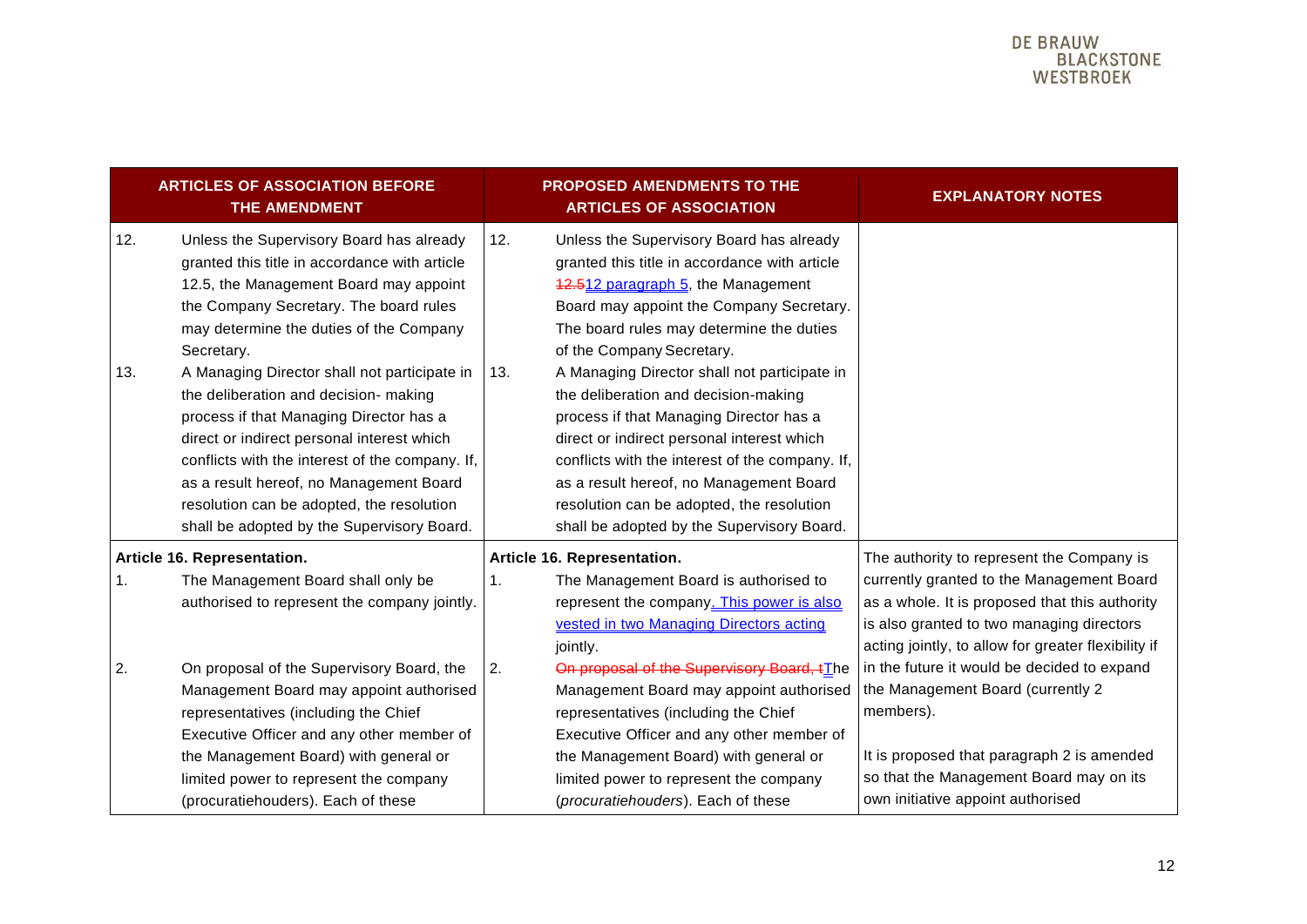| ARTICLES OF ASSOCIATION BEFORE THE AMENDMENT | PROPOSED AMENDMENTS TO THE ARTICLES OF ASSOCIATION | EXPLANATORY NOTES |
|---|---|---|
| 12. Unless the Supervisory Board has already granted this title in accordance with article 12.5, the Management Board may appoint the Company Secretary. The board rules may determine the duties of the Company Secretary. | 12. Unless the Supervisory Board has already granted this title in accordance with article ~~12.5~~12 paragraph 5, the Management Board may appoint the Company Secretary. The board rules may determine the duties of the Company Secretary. | |
| 13. A Managing Director shall not participate in the deliberation and decision- making process if that Managing Director has a direct or indirect personal interest which conflicts with the interest of the company. If, as a result hereof, no Management Board resolution can be adopted, the resolution shall be adopted by the Supervisory Board. | 13. A Managing Director shall not participate in the deliberation and decision-making process if that Managing Director has a direct or indirect personal interest which conflicts with the interest of the company. If, as a result hereof, no Management Board resolution can be adopted, the resolution shall be adopted by the Supervisory Board. | |
| **Article 16. Representation.**<br>1. The Management Board shall only be authorised to represent the company jointly.<br>2. On proposal of the Supervisory Board, the Management Board may appoint authorised representatives (including the Chief Executive Officer and any other member of the Management Board) with general or limited power to represent the company (procuratiehouders). Each of these | **Article 16. Representation.**<br>1. The Management Board is authorised to represent the company. This power is also vested in two Managing Directors acting jointly.<br>2. ~~On proposal of the Supervisory Board, t~~The Management Board may appoint authorised representatives (including the Chief Executive Officer and any other member of the Management Board) with general or limited power to represent the company (*procuratiehouders*). Each of these | The authority to represent the Company is currently granted to the Management Board as a whole. It is proposed that this authority is also granted to two managing directors acting jointly, to allow for greater flexibility if in the future it would be decided to expand the Management Board (currently 2 members).<br><br>It is proposed that paragraph 2 is amended so that the Management Board may on its own initiative appoint authorised |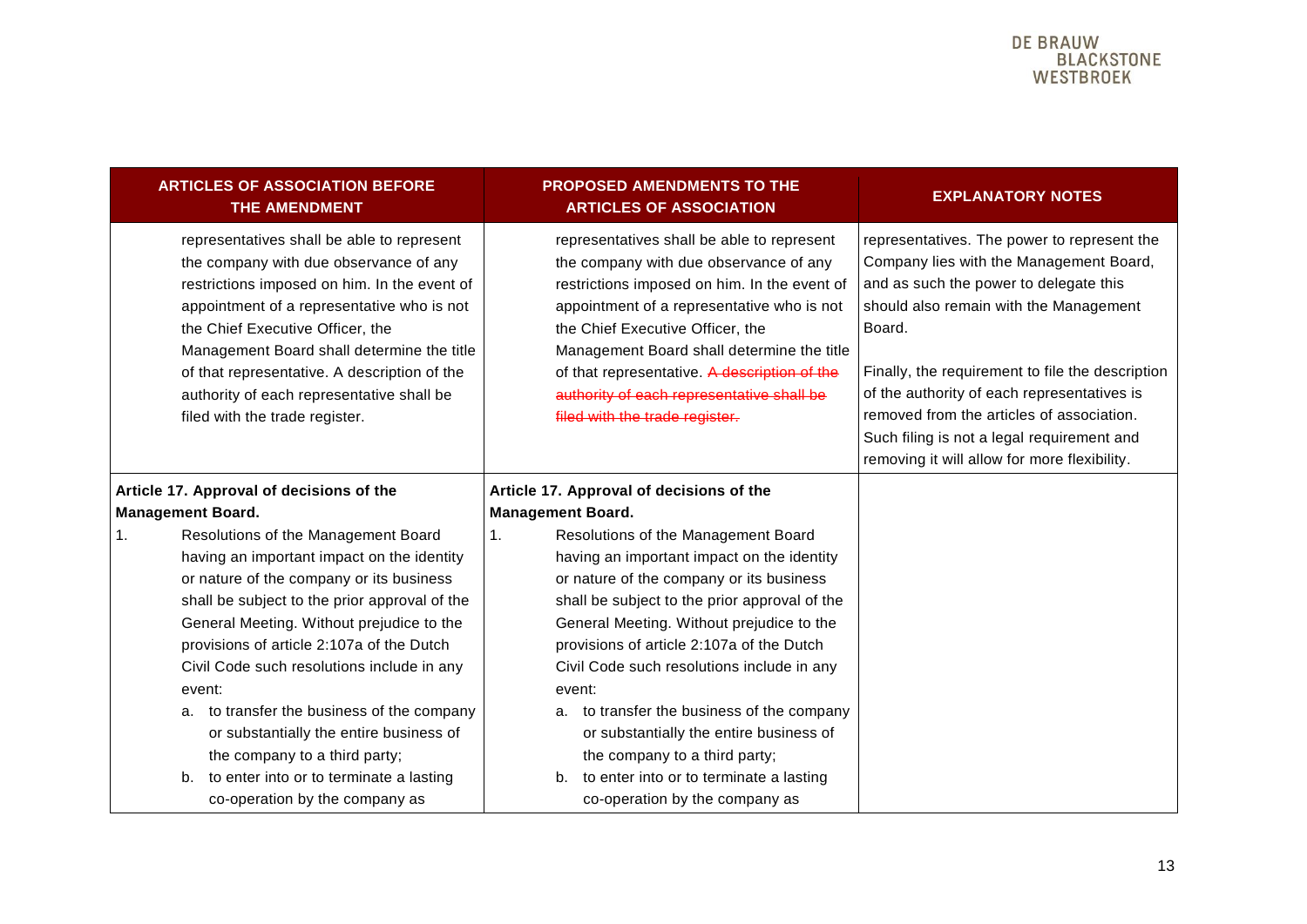| ARTICLES OF ASSOCIATION BEFORE THE AMENDMENT | PROPOSED AMENDMENTS TO THE ARTICLES OF ASSOCIATION | EXPLANATORY NOTES |
|---|---|---|
| representatives shall be able to represent the company with due observance of any restrictions imposed on him. In the event of appointment of a representative who is not the Chief Executive Officer, the Management Board shall determine the title of that representative. A description of the authority of each representative shall be filed with the trade register. | representatives shall be able to represent the company with due observance of any restrictions imposed on him. In the event of appointment of a representative who is not the Chief Executive Officer, the Management Board shall determine the title of that representative. ~~A description of the authority of each representative shall be filed with the trade register.~~ | representatives. The power to represent the Company lies with the Management Board, and as such the power to delegate this should also remain with the Management Board.<br><br>Finally, the requirement to file the description of the authority of each representatives is removed from the articles of association. Such filing is not a legal requirement and removing it will allow for more flexibility. |
| **Article 17. Approval of decisions of the Management Board.**<br>1. Resolutions of the Management Board having an important impact on the identity or nature of the company or its business shall be subject to the prior approval of the General Meeting. Without prejudice to the provisions of article 2:107a of the Dutch Civil Code such resolutions include in any event:<br>a. to transfer the business of the company or substantially the entire business of the company to a third party;<br>b. to enter into or to terminate a lasting co-operation by the company as | **Article 17. Approval of decisions of the Management Board.**<br>1. Resolutions of the Management Board having an important impact on the identity or nature of the company or its business shall be subject to the prior approval of the General Meeting. Without prejudice to the provisions of article 2:107a of the Dutch Civil Code such resolutions include in any event:<br>a. to transfer the business of the company or substantially the entire business of the company to a third party;<br>b. to enter into or to terminate a lasting co-operation by the company as | |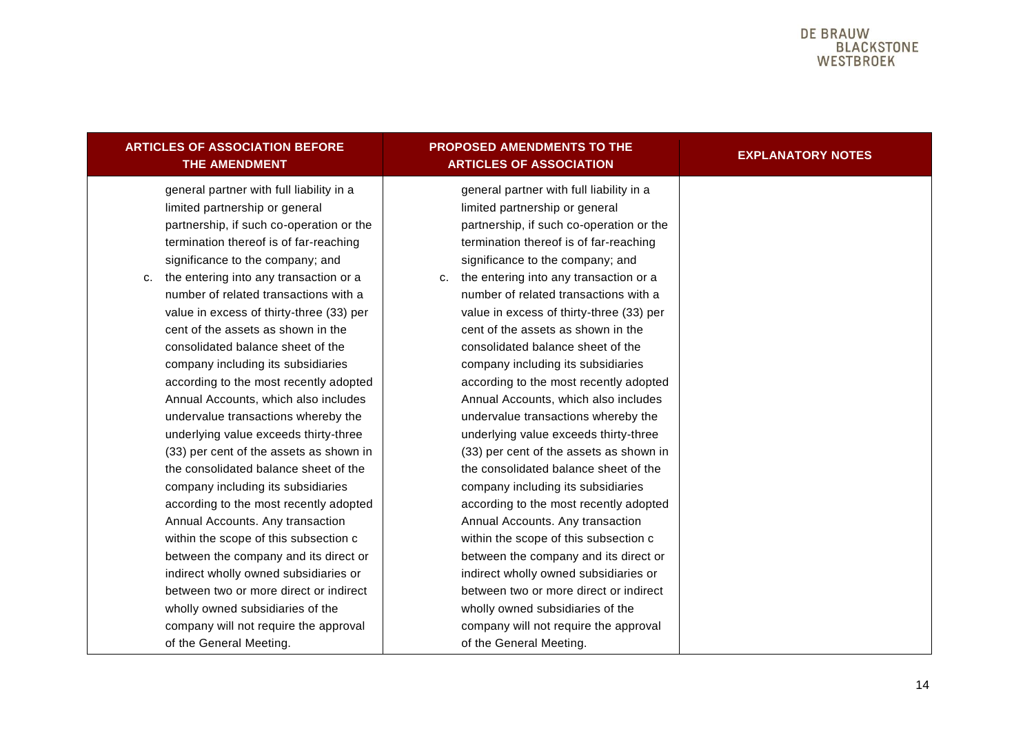| ARTICLES OF ASSOCIATION BEFORE THE AMENDMENT | PROPOSED AMENDMENTS TO THE ARTICLES OF ASSOCIATION | EXPLANATORY NOTES |
|---|---|---|
| general partner with full liability in a limited partnership or general partnership, if such co-operation or the termination thereof is of far-reaching significance to the company; and<br>c. the entering into any transaction or a number of related transactions with a value in excess of thirty-three (33) per cent of the assets as shown in the consolidated balance sheet of the company including its subsidiaries according to the most recently adopted Annual Accounts, which also includes undervalue transactions whereby the underlying value exceeds thirty-three (33) per cent of the assets as shown in the consolidated balance sheet of the company including its subsidiaries according to the most recently adopted Annual Accounts. Any transaction within the scope of this subsection c between the company and its direct or indirect wholly owned subsidiaries or between two or more direct or indirect wholly owned subsidiaries of the company will not require the approval of the General Meeting. | general partner with full liability in a limited partnership or general partnership, if such co-operation or the termination thereof is of far-reaching significance to the company; and<br>c. the entering into any transaction or a number of related transactions with a value in excess of thirty-three (33) per cent of the assets as shown in the consolidated balance sheet of the company including its subsidiaries according to the most recently adopted Annual Accounts, which also includes undervalue transactions whereby the underlying value exceeds thirty-three (33) per cent of the assets as shown in the consolidated balance sheet of the company including its subsidiaries according to the most recently adopted Annual Accounts. Any transaction within the scope of this subsection c between the company and its direct or indirect wholly owned subsidiaries or between two or more direct or indirect wholly owned subsidiaries of the company will not require the approval of the General Meeting. | |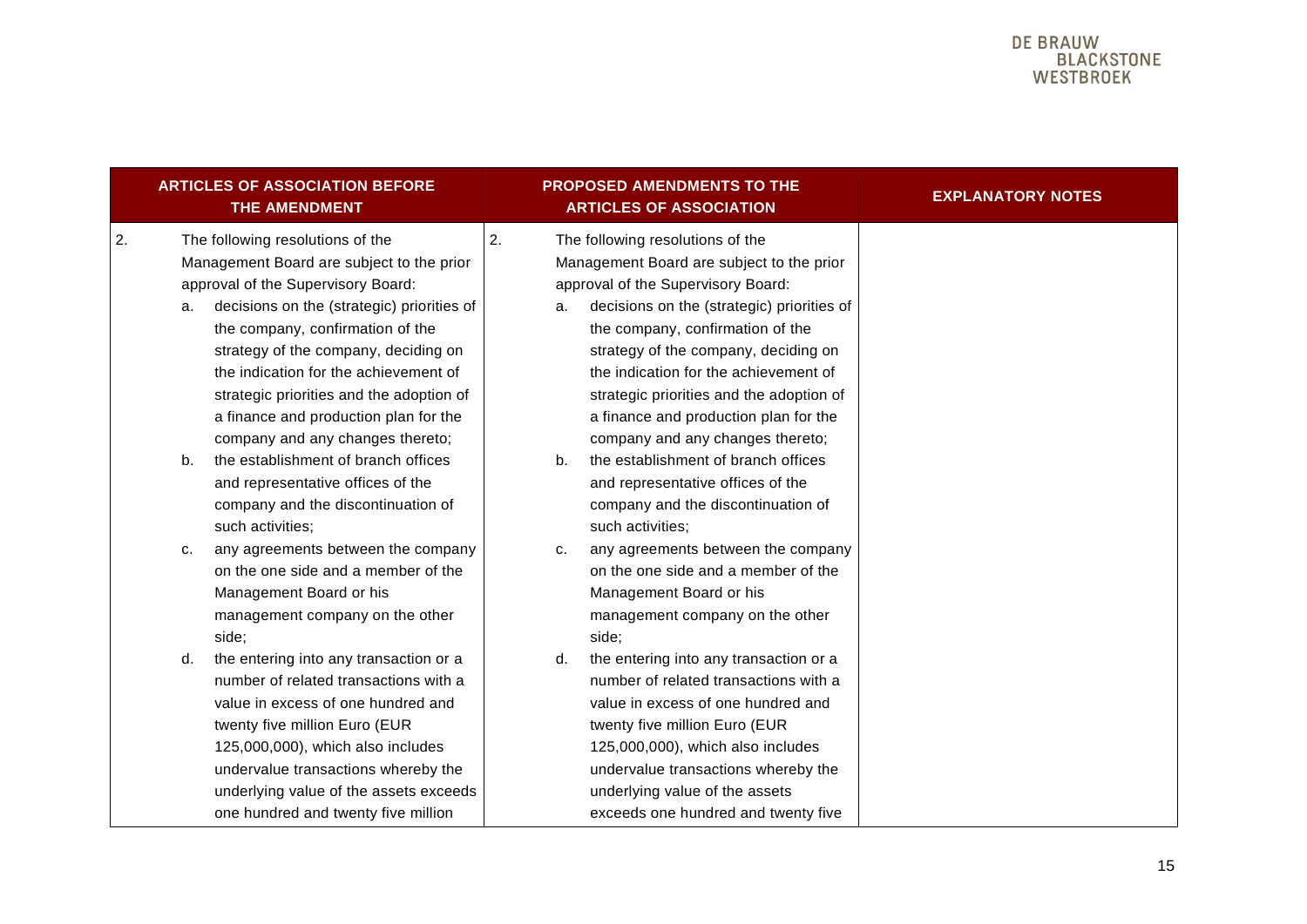| ARTICLES OF ASSOCIATION BEFORE THE AMENDMENT | PROPOSED AMENDMENTS TO THE ARTICLES OF ASSOCIATION | EXPLANATORY NOTES |
|---|---|---|
| 2. The following resolutions of the Management Board are subject to the prior approval of the Supervisory Board:<br>a. decisions on the (strategic) priorities of the company, confirmation of the strategy of the company, deciding on the indication for the achievement of strategic priorities and the adoption of a finance and production plan for the company and any changes thereto;<br>b. the establishment of branch offices and representative offices of the company and the discontinuation of such activities;<br>c. any agreements between the company on the one side and a member of the Management Board or his management company on the other side;<br>d. the entering into any transaction or a number of related transactions with a value in excess of one hundred and twenty five million Euro (EUR 125,000,000), which also includes undervalue transactions whereby the underlying value of the assets exceeds one hundred and twenty five million | 2. The following resolutions of the Management Board are subject to the prior approval of the Supervisory Board:<br>a. decisions on the (strategic) priorities of the company, confirmation of the strategy of the company, deciding on the indication for the achievement of strategic priorities and the adoption of a finance and production plan for the company and any changes thereto;<br>b. the establishment of branch offices and representative offices of the company and the discontinuation of such activities;<br>c. any agreements between the company on the one side and a member of the Management Board or his management company on the other side;<br>d. the entering into any transaction or a number of related transactions with a value in excess of one hundred and twenty five million Euro (EUR 125,000,000), which also includes undervalue transactions whereby the underlying value of the assets exceeds one hundred and twenty five | |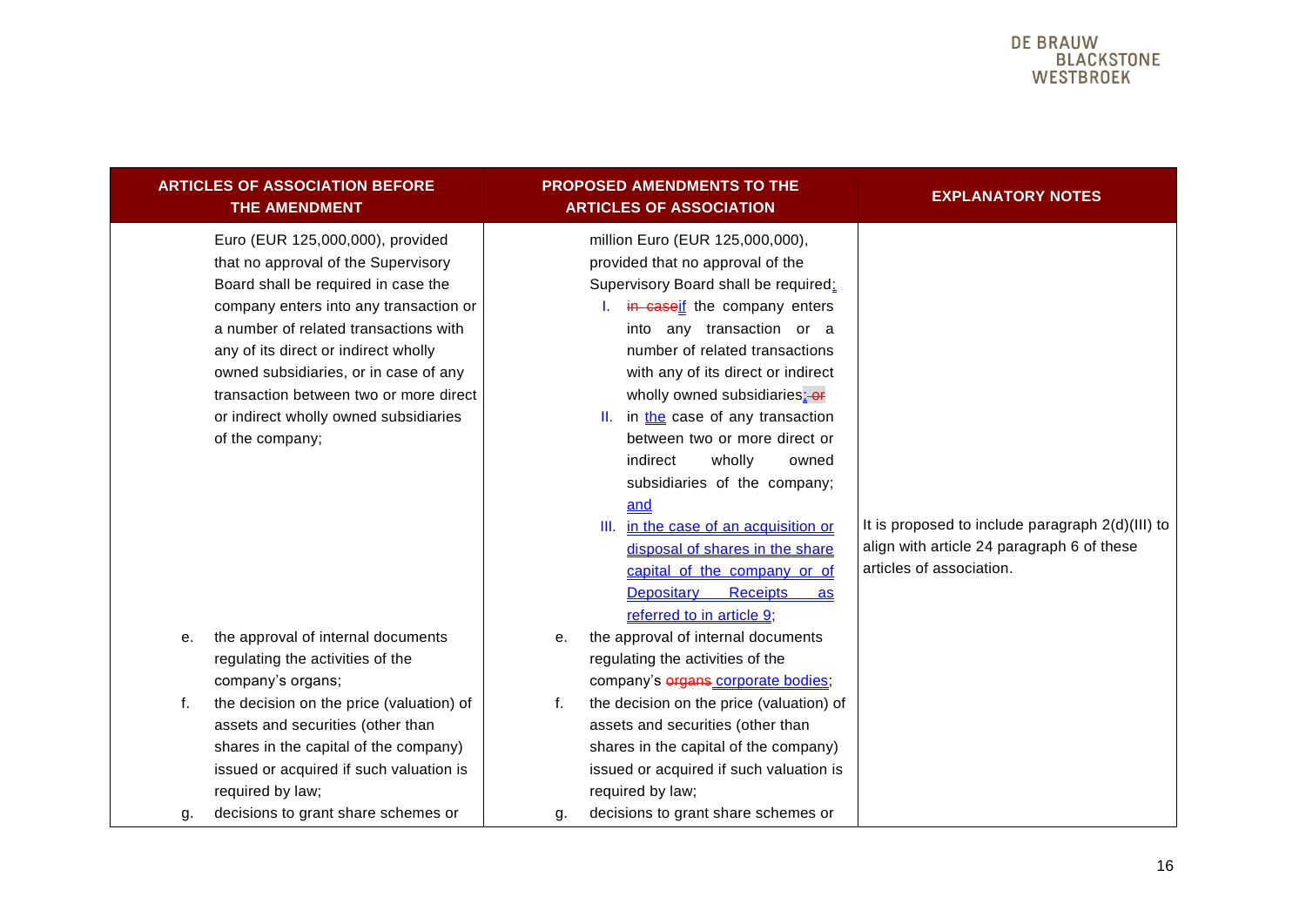| ARTICLES OF ASSOCIATION BEFORE THE AMENDMENT | PROPOSED AMENDMENTS TO THE ARTICLES OF ASSOCIATION | EXPLANATORY NOTES |
|---|---|---|
| Euro (EUR 125,000,000), provided that no approval of the Supervisory Board shall be required in case the company enters into any transaction or a number of related transactions with any of its direct or indirect wholly owned subsidiaries, or in case of any transaction between two or more direct or indirect wholly owned subsidiaries of the company; | million Euro (EUR 125,000,000), provided that no approval of the Supervisory Board shall be required: I. ~~in case~~if the company enters into any transaction or a number of related transactions with any of its direct or indirect wholly owned subsidiaries; ~~or~~ II. in the case of any transaction between two or more direct or indirect wholly owned subsidiaries of the company; and III. in the case of an acquisition or disposal of shares in the share capital of the company or of Depositary Receipts as referred to in article 9; | It is proposed to include paragraph 2(d)(III) to align with article 24 paragraph 6 of these articles of association. |
| e. the approval of internal documents regulating the activities of the company's organs; | e. the approval of internal documents regulating the activities of the company's ~~organs~~ corporate bodies; | |
| f. the decision on the price (valuation) of assets and securities (other than shares in the capital of the company) issued or acquired if such valuation is required by law; | f. the decision on the price (valuation) of assets and securities (other than shares in the capital of the company) issued or acquired if such valuation is required by law; | |
| g. decisions to grant share schemes or | g. decisions to grant share schemes or | |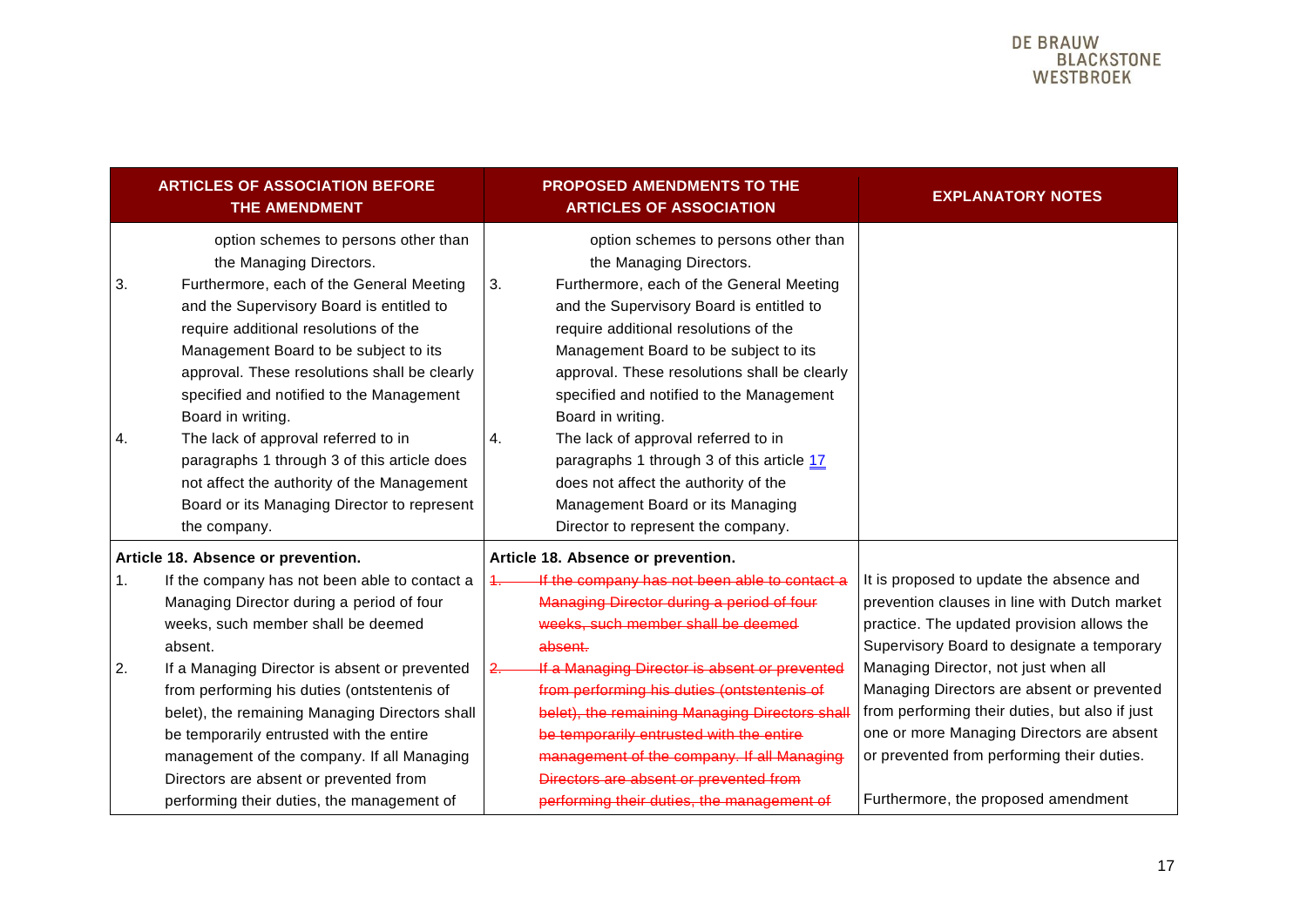| ARTICLES OF ASSOCIATION BEFORE THE AMENDMENT | PROPOSED AMENDMENTS TO THE ARTICLES OF ASSOCIATION | EXPLANATORY NOTES |
|---|---|---|
| option schemes to persons other than the Managing Directors.<br>3. Furthermore, each of the General Meeting and the Supervisory Board is entitled to require additional resolutions of the Management Board to be subject to its approval. These resolutions shall be clearly specified and notified to the Management Board in writing.<br>4. The lack of approval referred to in paragraphs 1 through 3 of this article does not affect the authority of the Management Board or its Managing Director to represent the company. | option schemes to persons other than the Managing Directors.<br>3. Furthermore, each of the General Meeting and the Supervisory Board is entitled to require additional resolutions of the Management Board to be subject to its approval. These resolutions shall be clearly specified and notified to the Management Board in writing.<br>4. The lack of approval referred to in paragraphs 1 through 3 of this article 17 does not affect the authority of the Management Board or its Managing Director to represent the company. | |
| **Article 18. Absence or prevention.**<br>1. If the company has not been able to contact a Managing Director during a period of four weeks, such member shall be deemed absent.<br>2. If a Managing Director is absent or prevented from performing his duties (ontstentenis of belet), the remaining Managing Directors shall be temporarily entrusted with the entire management of the company. If all Managing Directors are absent or prevented from performing their duties, the management of | **Article 18. Absence or prevention.**<br>~~1. If the company has not been able to contact a Managing Director during a period of four weeks, such member shall be deemed absent.~~<br>~~2. If a Managing Director is absent or prevented from performing his duties (ontstentenis of belet), the remaining Managing Directors shall be temporarily entrusted with the entire management of the company. If all Managing Directors are absent or prevented from performing their duties, the management of~~ | It is proposed to update the absence and prevention clauses in line with Dutch market practice. The updated provision allows the Supervisory Board to designate a temporary Managing Director, not just when all Managing Directors are absent or prevented from performing their duties, but also if just one or more Managing Directors are absent or prevented from performing their duties.<br><br>Furthermore, the proposed amendment |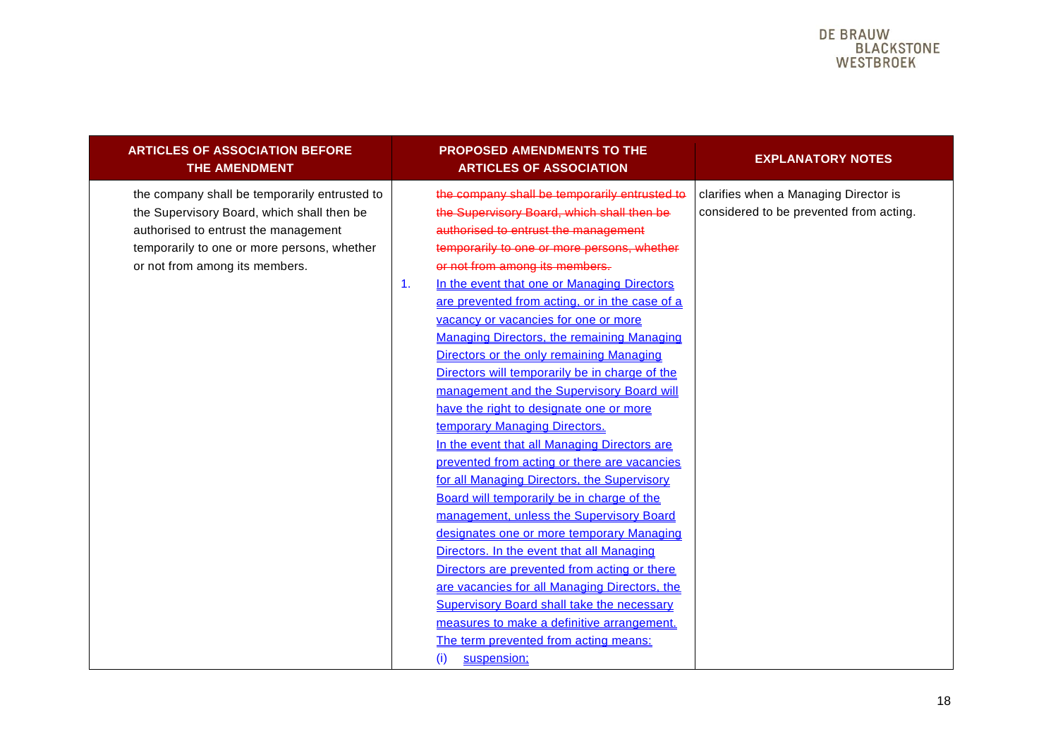| ARTICLES OF ASSOCIATION BEFORE THE AMENDMENT | PROPOSED AMENDMENTS TO THE ARTICLES OF ASSOCIATION | EXPLANATORY NOTES |
|---|---|---|
| the company shall be temporarily entrusted to the Supervisory Board, which shall then be authorised to entrust the management temporarily to one or more persons, whether or not from among its members. | ~~the company shall be temporarily entrusted to the Supervisory Board, which shall then be authorised to entrust the management temporarily to one or more persons, whether or not from among its members.~~ <br>1. In the event that one or Managing Directors are prevented from acting, or in the case of a vacancy or vacancies for one or more Managing Directors, the remaining Managing Directors or the only remaining Managing Directors will temporarily be in charge of the management and the Supervisory Board will have the right to designate one or more temporary Managing Directors. In the event that all Managing Directors are prevented from acting or there are vacancies for all Managing Directors, the Supervisory Board will temporarily be in charge of the management, unless the Supervisory Board designates one or more temporary Managing Directors. In the event that all Managing Directors are prevented from acting or there are vacancies for all Managing Directors, the Supervisory Board shall take the necessary measures to make a definitive arrangement. The term prevented from acting means: <br>(i) suspension; | clarifies when a Managing Director is considered to be prevented from acting. |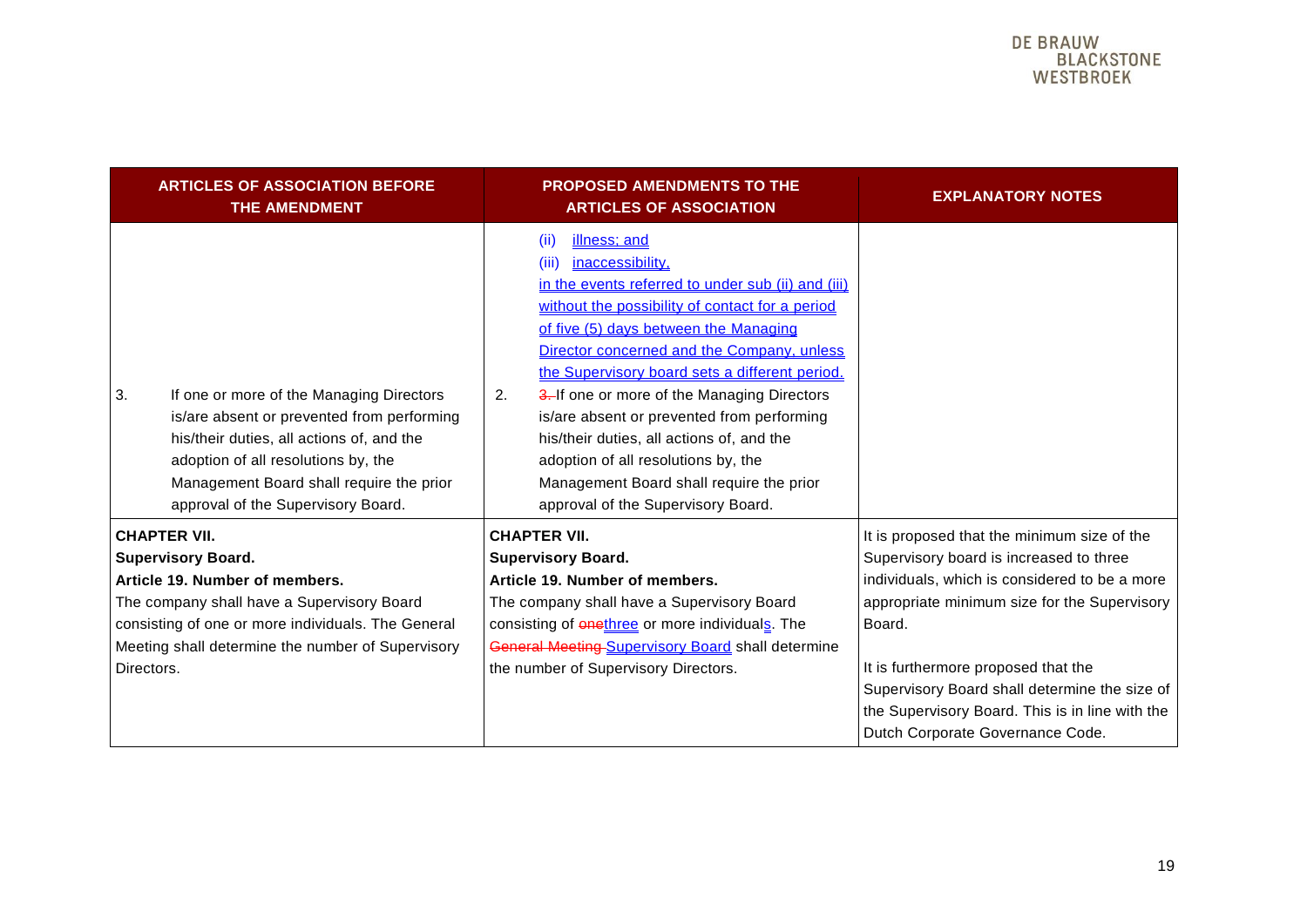| ARTICLES OF ASSOCIATION BEFORE THE AMENDMENT | PROPOSED AMENDMENTS TO THE ARTICLES OF ASSOCIATION | EXPLANATORY NOTES |
|---|---|---|
| 3. If one or more of the Managing Directors is/are absent or prevented from performing his/their duties, all actions of, and the adoption of all resolutions by, the Management Board shall require the prior approval of the Supervisory Board. | (ii) illness; and<br>(iii) inaccessibility,<br>in the events referred to under sub (ii) and (iii) without the possibility of contact for a period of five (5) days between the Managing Director concerned and the Company, unless the Supervisory board sets a different period.<br>2. ~~3.~~ If one or more of the Managing Directors is/are absent or prevented from performing his/their duties, all actions of, and the adoption of all resolutions by, the Management Board shall require the prior approval of the Supervisory Board. | |
| **CHAPTER VII.**<br>**Supervisory Board.**<br>**Article 19. Number of members.**<br>The company shall have a Supervisory Board consisting of one or more individuals. The General Meeting shall determine the number of Supervisory Directors. | **CHAPTER VII.**<br>**Supervisory Board.**<br>**Article 19. Number of members.**<br>The company shall have a Supervisory Board consisting of ~~one~~three or more individuals. The ~~General Meeting~~ Supervisory Board shall determine the number of Supervisory Directors. | It is proposed that the minimum size of the Supervisory board is increased to three individuals, which is considered to be a more appropriate minimum size for the Supervisory Board.<br><br>It is furthermore proposed that the Supervisory Board shall determine the size of the Supervisory Board. This is in line with the Dutch Corporate Governance Code. |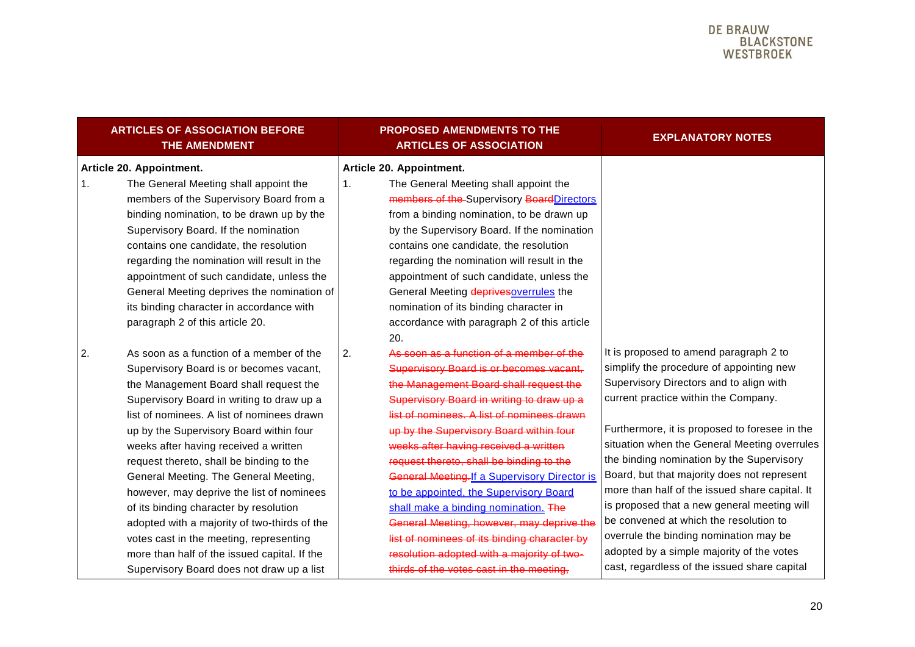| ARTICLES OF ASSOCIATION BEFORE THE AMENDMENT | PROPOSED AMENDMENTS TO THE ARTICLES OF ASSOCIATION | EXPLANATORY NOTES |
|---|---|---|
| **Article 20. Appointment.**<br>1. The General Meeting shall appoint the members of the Supervisory Board from a binding nomination, to be drawn up by the Supervisory Board. If the nomination contains one candidate, the resolution regarding the nomination will result in the appointment of such candidate, unless the General Meeting deprives the nomination of its binding character in accordance with paragraph 2 of this article 20. | **Article 20. Appointment.**<br>1. The General Meeting shall appoint the ~~members of the~~ Supervisory ~~Board~~Directors from a binding nomination, to be drawn up by the Supervisory Board. If the nomination contains one candidate, the resolution regarding the nomination will result in the appointment of such candidate, unless the General Meeting ~~deprives~~overrules the nomination of its binding character in accordance with paragraph 2 of this article 20. | |
| 2. As soon as a function of a member of the Supervisory Board is or becomes vacant, the Management Board shall request the Supervisory Board in writing to draw up a list of nominees. A list of nominees drawn up by the Supervisory Board within four weeks after having received a written request thereto, shall be binding to the General Meeting. The General Meeting, however, may deprive the list of nominees of its binding character by resolution adopted with a majority of two-thirds of the votes cast in the meeting, representing more than half of the issued capital. If the Supervisory Board does not draw up a list | 2. ~~As soon as a function of a member of the Supervisory Board is or becomes vacant, the Management Board shall request the Supervisory Board in writing to draw up a list of nominees. A list of nominees drawn up by the Supervisory Board within four weeks after having received a written request thereto, shall be binding to the General Meeting.~~If a Supervisory Director is to be appointed, the Supervisory Board shall make a binding nomination. ~~The General Meeting, however, may deprive the list of nominees of its binding character by resolution adopted with a majority of two-thirds of the votes cast in the meeting,~~ | It is proposed to amend paragraph 2 to simplify the procedure of appointing new Supervisory Directors and to align with current practice within the Company.<br><br>Furthermore, it is proposed to foresee in the situation when the General Meeting overrules the binding nomination by the Supervisory Board, but that majority does not represent more than half of the issued share capital. It is proposed that a new general meeting will be convened at which the resolution to overrule the binding nomination may be adopted by a simple majority of the votes cast, regardless of the issued share capital |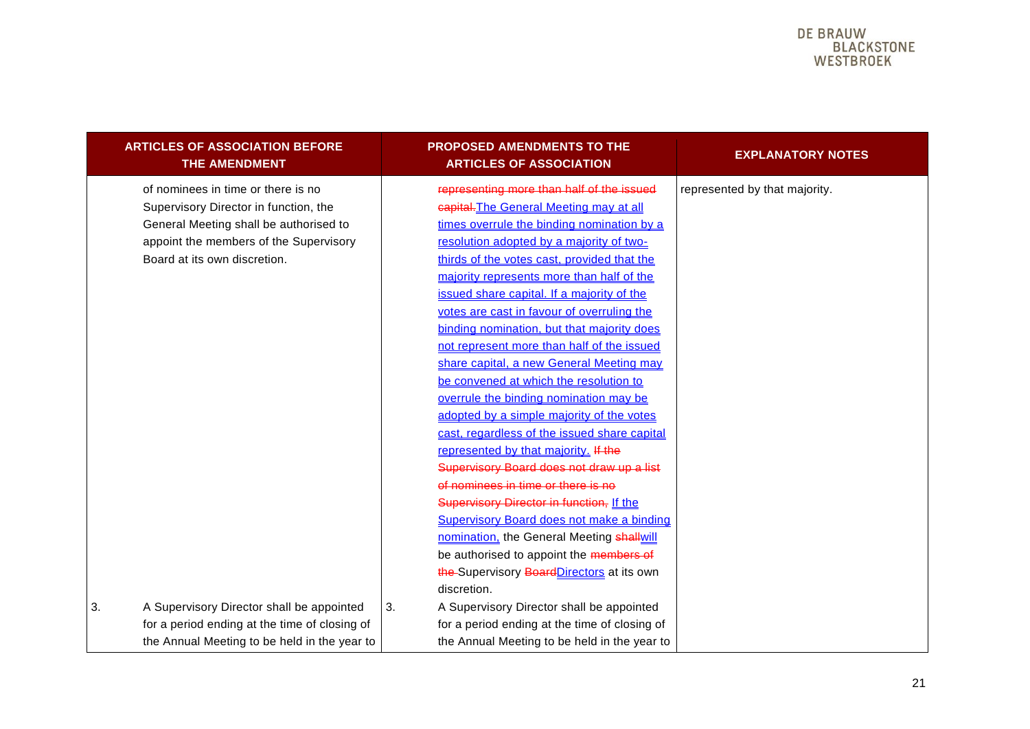| ARTICLES OF ASSOCIATION BEFORE THE AMENDMENT | PROPOSED AMENDMENTS TO THE ARTICLES OF ASSOCIATION | EXPLANATORY NOTES |
|---|---|---|
| of nominees in time or there is no Supervisory Director in function, the General Meeting shall be authorised to appoint the members of the Supervisory Board at its own discretion. | ~~representing more than half of the issued capital.~~ The General Meeting may at all times overrule the binding nomination by a resolution adopted by a majority of two-thirds of the votes cast, provided that the majority represents more than half of the issued share capital. If a majority of the votes are cast in favour of overruling the binding nomination, but that majority does not represent more than half of the issued share capital, a new General Meeting may be convened at which the resolution to overrule the binding nomination may be adopted by a simple majority of the votes cast, regardless of the issued share capital represented by that majority. ~~If the Supervisory Board does not draw up a list of nominees in time or there is no Supervisory Director in function,~~ If the Supervisory Board does not make a binding nomination, the General Meeting ~~shall~~will be authorised to appoint the ~~members of the~~ Supervisory ~~Board~~Directors at its own discretion. | represented by that majority. |
| 3. A Supervisory Director shall be appointed for a period ending at the time of closing of the Annual Meeting to be held in the year to | 3. A Supervisory Director shall be appointed for a period ending at the time of closing of the Annual Meeting to be held in the year to | |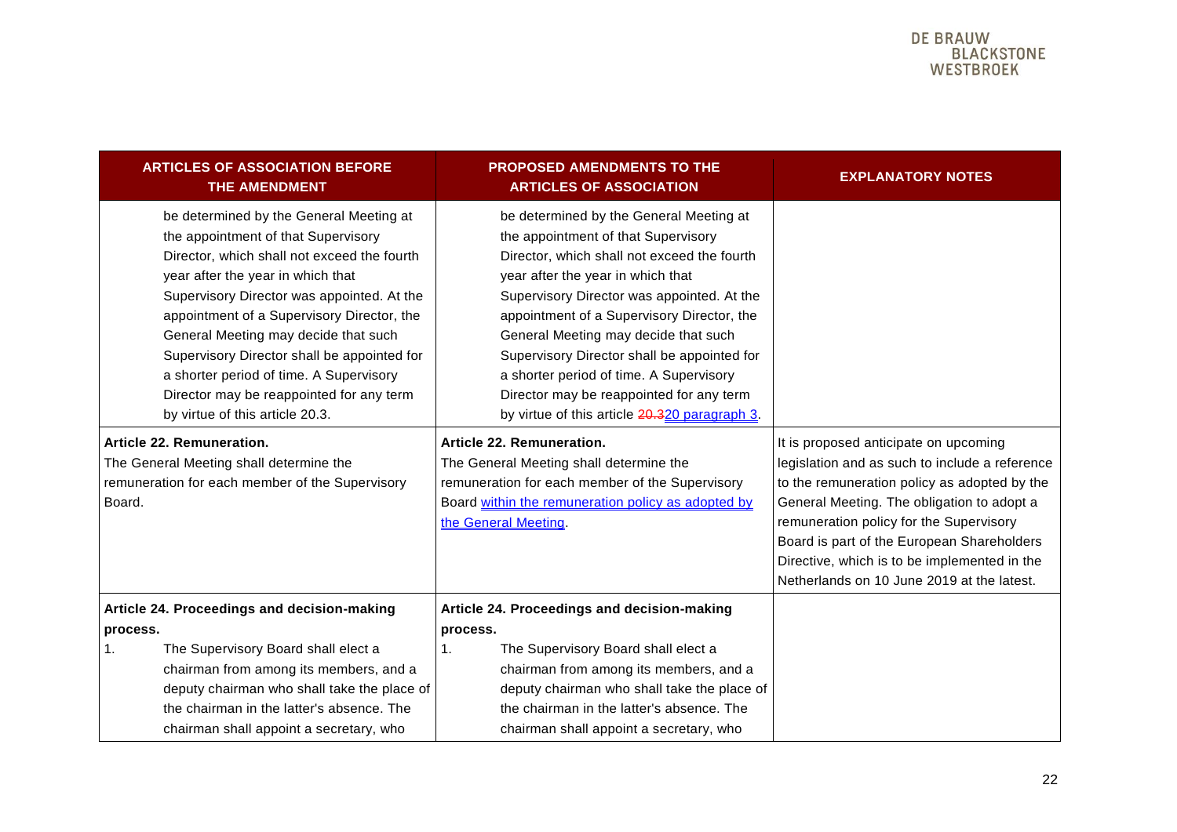| ARTICLES OF ASSOCIATION BEFORE THE AMENDMENT | PROPOSED AMENDMENTS TO THE ARTICLES OF ASSOCIATION | EXPLANATORY NOTES |
|---|---|---|
| be determined by the General Meeting at the appointment of that Supervisory Director, which shall not exceed the fourth year after the year in which that Supervisory Director was appointed. At the appointment of a Supervisory Director, the General Meeting may decide that such Supervisory Director shall be appointed for a shorter period of time. A Supervisory Director may be reappointed for any term by virtue of this article 20.3. | be determined by the General Meeting at the appointment of that Supervisory Director, which shall not exceed the fourth year after the year in which that Supervisory Director was appointed. At the appointment of a Supervisory Director, the General Meeting may decide that such Supervisory Director shall be appointed for a shorter period of time. A Supervisory Director may be reappointed for any term by virtue of this article ~~20.3~~20 paragraph 3. | |
| **Article 22. Remuneration.** The General Meeting shall determine the remuneration for each member of the Supervisory Board. | **Article 22. Remuneration.** The General Meeting shall determine the remuneration for each member of the Supervisory Board within the remuneration policy as adopted by the General Meeting. | It is proposed anticipate on upcoming legislation and as such to include a reference to the remuneration policy as adopted by the General Meeting. The obligation to adopt a remuneration policy for the Supervisory Board is part of the European Shareholders Directive, which is to be implemented in the Netherlands on 10 June 2019 at the latest. |
| **Article 24. Proceedings and decision-making process.** 1. The Supervisory Board shall elect a chairman from among its members, and a deputy chairman who shall take the place of the chairman in the latter's absence. The chairman shall appoint a secretary, who | **Article 24. Proceedings and decision-making process.** 1. The Supervisory Board shall elect a chairman from among its members, and a deputy chairman who shall take the place of the chairman in the latter's absence. The chairman shall appoint a secretary, who | |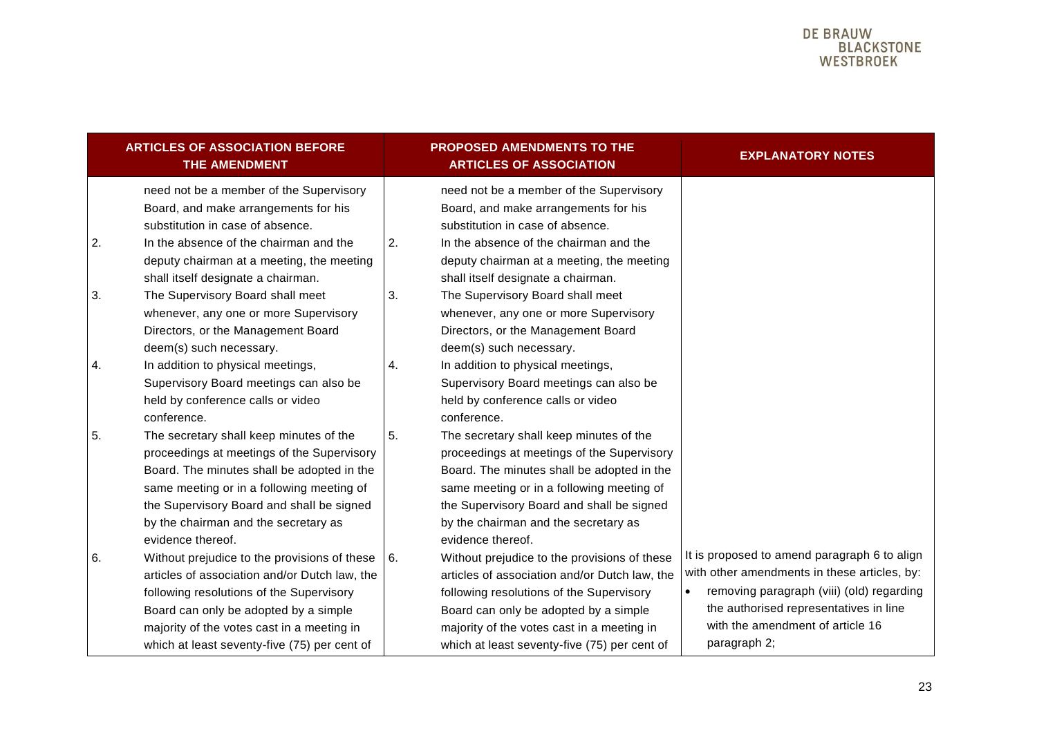| ARTICLES OF ASSOCIATION BEFORE THE AMENDMENT | PROPOSED AMENDMENTS TO THE ARTICLES OF ASSOCIATION | EXPLANATORY NOTES |
| --- | --- | --- |
| need not be a member of the Supervisory Board, and make arrangements for his substitution in case of absence. | need not be a member of the Supervisory Board, and make arrangements for his substitution in case of absence. | |
| 2. In the absence of the chairman and the deputy chairman at a meeting, the meeting shall itself designate a chairman. | 2. In the absence of the chairman and the deputy chairman at a meeting, the meeting shall itself designate a chairman. | |
| 3. The Supervisory Board shall meet whenever, any one or more Supervisory Directors, or the Management Board deem(s) such necessary. | 3. The Supervisory Board shall meet whenever, any one or more Supervisory Directors, or the Management Board deem(s) such necessary. | |
| 4. In addition to physical meetings, Supervisory Board meetings can also be held by conference calls or video conference. | 4. In addition to physical meetings, Supervisory Board meetings can also be held by conference calls or video conference. | |
| 5. The secretary shall keep minutes of the proceedings at meetings of the Supervisory Board. The minutes shall be adopted in the same meeting or in a following meeting of the Supervisory Board and shall be signed by the chairman and the secretary as evidence thereof. | 5. The secretary shall keep minutes of the proceedings at meetings of the Supervisory Board. The minutes shall be adopted in the same meeting or in a following meeting of the Supervisory Board and shall be signed by the chairman and the secretary as evidence thereof. | |
| 6. Without prejudice to the provisions of these articles of association and/or Dutch law, the following resolutions of the Supervisory Board can only be adopted by a simple majority of the votes cast in a meeting in which at least seventy-five (75) per cent of | 6. Without prejudice to the provisions of these articles of association and/or Dutch law, the following resolutions of the Supervisory Board can only be adopted by a simple majority of the votes cast in a meeting in which at least seventy-five (75) per cent of | It is proposed to amend paragraph 6 to align with other amendments in these articles, by: <br>• removing paragraph (viii) (old) regarding the authorised representatives in line with the amendment of article 16 paragraph 2; |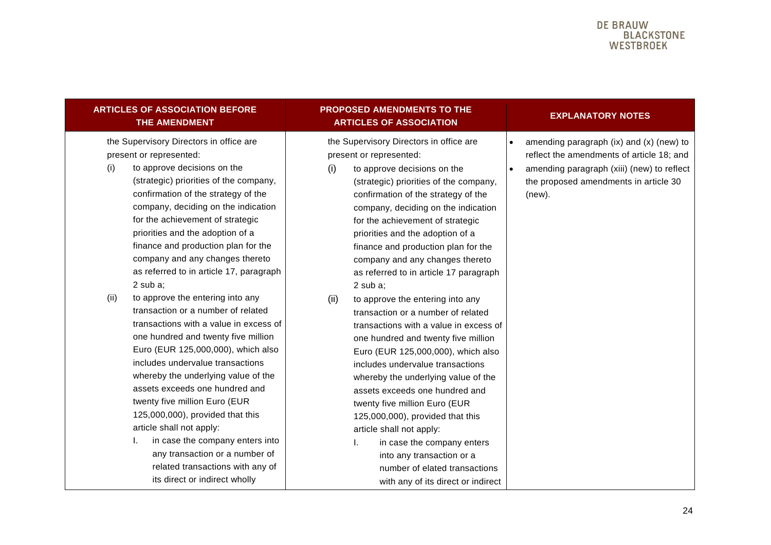| ARTICLES OF ASSOCIATION BEFORE THE AMENDMENT | PROPOSED AMENDMENTS TO THE ARTICLES OF ASSOCIATION | EXPLANATORY NOTES |
|---|---|---|
| the Supervisory Directors in office are present or represented:<br>(i) to approve decisions on the (strategic) priorities of the company, confirmation of the strategy of the company, deciding on the indication for the achievement of strategic priorities and the adoption of a finance and production plan for the company and any changes thereto as referred to in article 17, paragraph 2 sub a;<br>(ii) to approve the entering into any transaction or a number of related transactions with a value in excess of one hundred and twenty five million Euro (EUR 125,000,000), which also includes undervalue transactions whereby the underlying value of the assets exceeds one hundred and twenty five million Euro (EUR 125,000,000), provided that this article shall not apply:<br>I. in case the company enters into any transaction or a number of related transactions with any of its direct or indirect wholly | the Supervisory Directors in office are present or represented:<br>(i) to approve decisions on the (strategic) priorities of the company, confirmation of the strategy of the company, deciding on the indication for the achievement of strategic priorities and the adoption of a finance and production plan for the company and any changes thereto as referred to in article 17 paragraph 2 sub a;<br>(ii) to approve the entering into any transaction or a number of related transactions with a value in excess of one hundred and twenty five million Euro (EUR 125,000,000), which also includes undervalue transactions whereby the underlying value of the assets exceeds one hundred and twenty five million Euro (EUR 125,000,000), provided that this article shall not apply:<br>I. in case the company enters into any transaction or a number of elated transactions with any of its direct or indirect | • amending paragraph (ix) and (x) (new) to reflect the amendments of article 18; and<br>• amending paragraph (xiii) (new) to reflect the proposed amendments in article 30 (new). |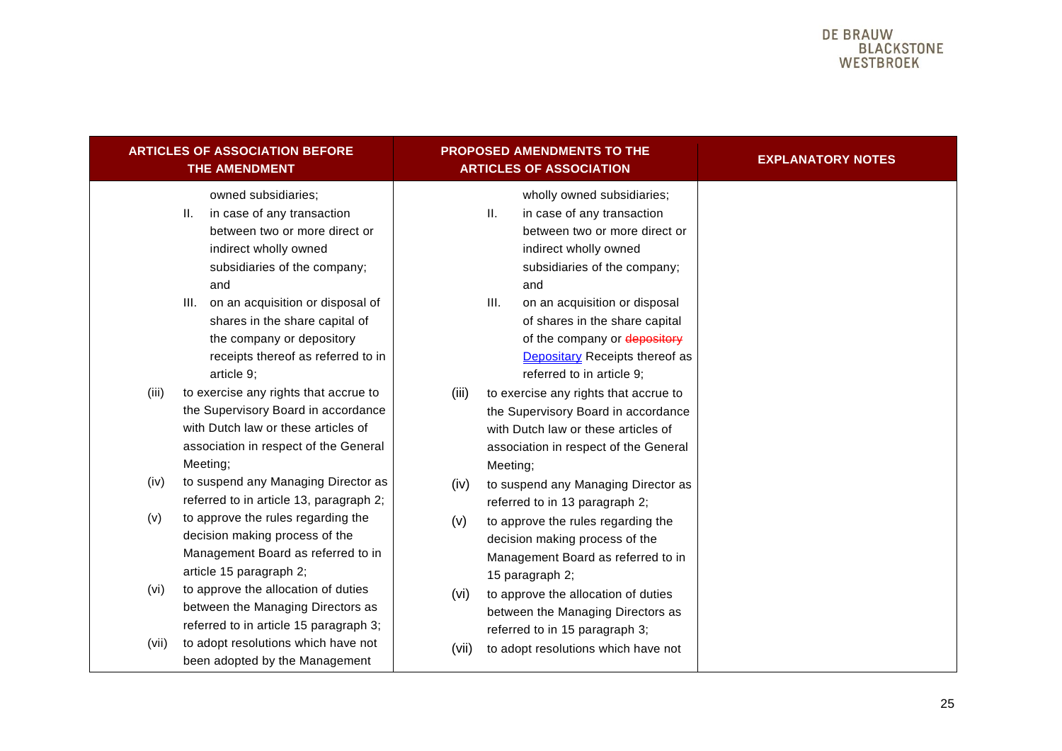| ARTICLES OF ASSOCIATION BEFORE THE AMENDMENT | PROPOSED AMENDMENTS TO THE ARTICLES OF ASSOCIATION | EXPLANATORY NOTES |
|---|---|---|
| owned subsidiaries;<br>II. in case of any transaction between two or more direct or indirect wholly owned subsidiaries of the company; and<br>III. on an acquisition or disposal of shares in the share capital of the company or depository receipts thereof as referred to in article 9;<br>(iii) to exercise any rights that accrue to the Supervisory Board in accordance with Dutch law or these articles of association in respect of the General Meeting;<br>(iv) to suspend any Managing Director as referred to in article 13, paragraph 2;<br>(v) to approve the rules regarding the decision making process of the Management Board as referred to in article 15 paragraph 2;<br>(vi) to approve the allocation of duties between the Managing Directors as referred to in article 15 paragraph 3;<br>(vii) to adopt resolutions which have not been adopted by the Management | wholly owned subsidiaries;<br>II. in case of any transaction between two or more direct or indirect wholly owned subsidiaries of the company; and<br>III. on an acquisition or disposal of shares in the share capital of the company or ~~depository~~ Depositary Receipts thereof as referred to in article 9;<br>(iii) to exercise any rights that accrue to the Supervisory Board in accordance with Dutch law or these articles of association in respect of the General Meeting;<br>(iv) to suspend any Managing Director as referred to in 13 paragraph 2;<br>(v) to approve the rules regarding the decision making process of the Management Board as referred to in 15 paragraph 2;<br>(vi) to approve the allocation of duties between the Managing Directors as referred to in 15 paragraph 3;<br>(vii) to adopt resolutions which have not | |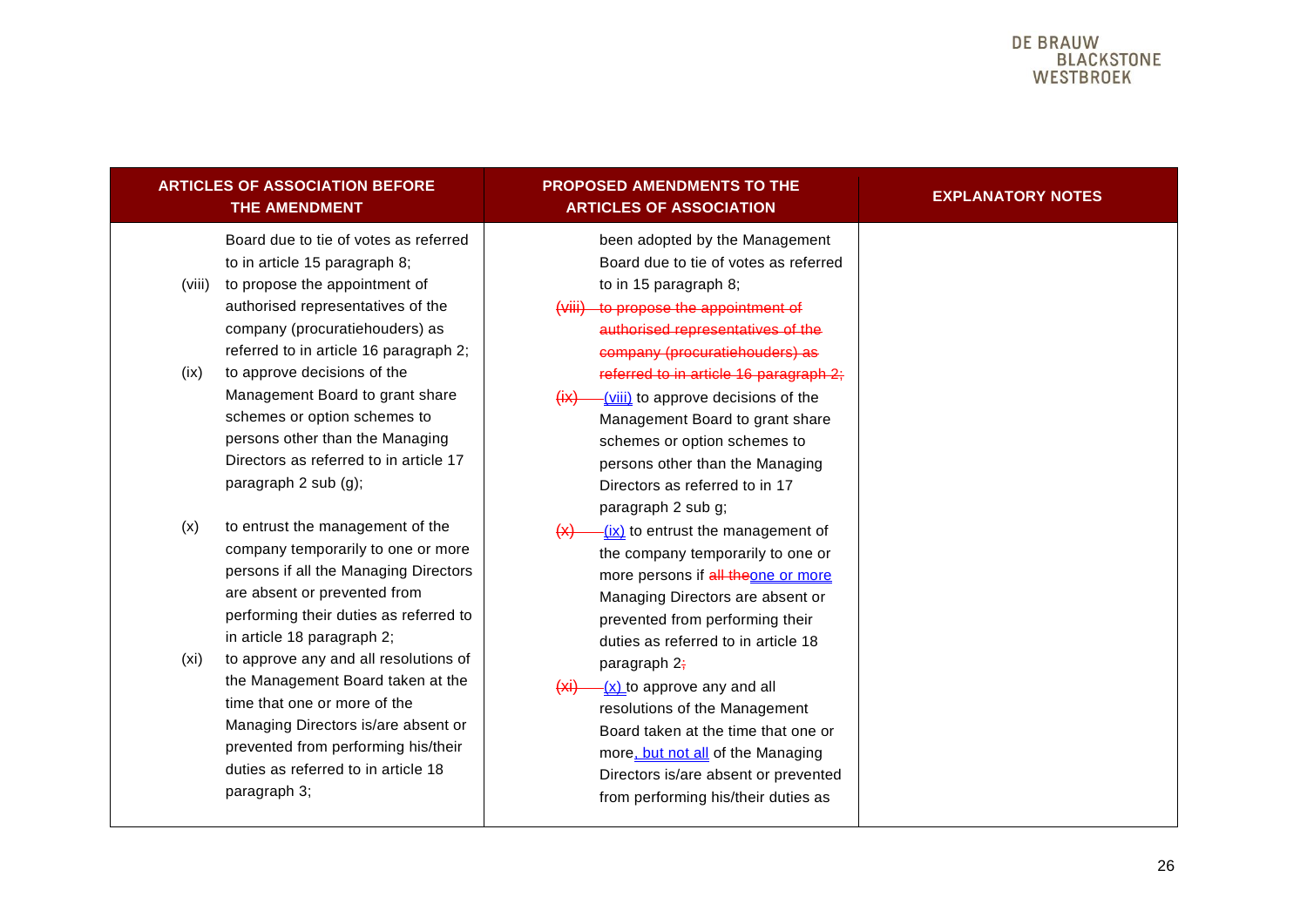| ARTICLES OF ASSOCIATION BEFORE THE AMENDMENT | PROPOSED AMENDMENTS TO THE ARTICLES OF ASSOCIATION | EXPLANATORY NOTES |
|---|---|---|
| Board due to tie of votes as referred to in article 15 paragraph 8;<br>(viii) to propose the appointment of authorised representatives of the company (procuratiehouders) as referred to in article 16 paragraph 2;<br>(ix) to approve decisions of the Management Board to grant share schemes or option schemes to persons other than the Managing Directors as referred to in article 17 paragraph 2 sub (g);<br>(x) to entrust the management of the company temporarily to one or more persons if all the Managing Directors are absent or prevented from performing their duties as referred to in article 18 paragraph 2;<br>(xi) to approve any and all resolutions of the Management Board taken at the time that one or more of the Managing Directors is/are absent or prevented from performing his/their duties as referred to in article 18 paragraph 3; | been adopted by the Management Board due to tie of votes as referred to in 15 paragraph 8;<br>~~(viii) to propose the appointment of authorised representatives of the company (procuratiehouders) as referred to in article 16 paragraph 2;~~<br>~~(ix)~~ (viii) to approve decisions of the Management Board to grant share schemes or option schemes to persons other than the Managing Directors as referred to in 17 paragraph 2 sub g;<br>~~(x)~~ (ix) to entrust the management of the company temporarily to one or more persons if ~~all the~~one or more Managing Directors are absent or prevented from performing their duties as referred to in article 18 paragraph 2~~;~~<br>~~(xi)~~ (x) to approve any and all resolutions of the Management Board taken at the time that one or more, but not all of the Managing Directors is/are absent or prevented from performing his/their duties as | |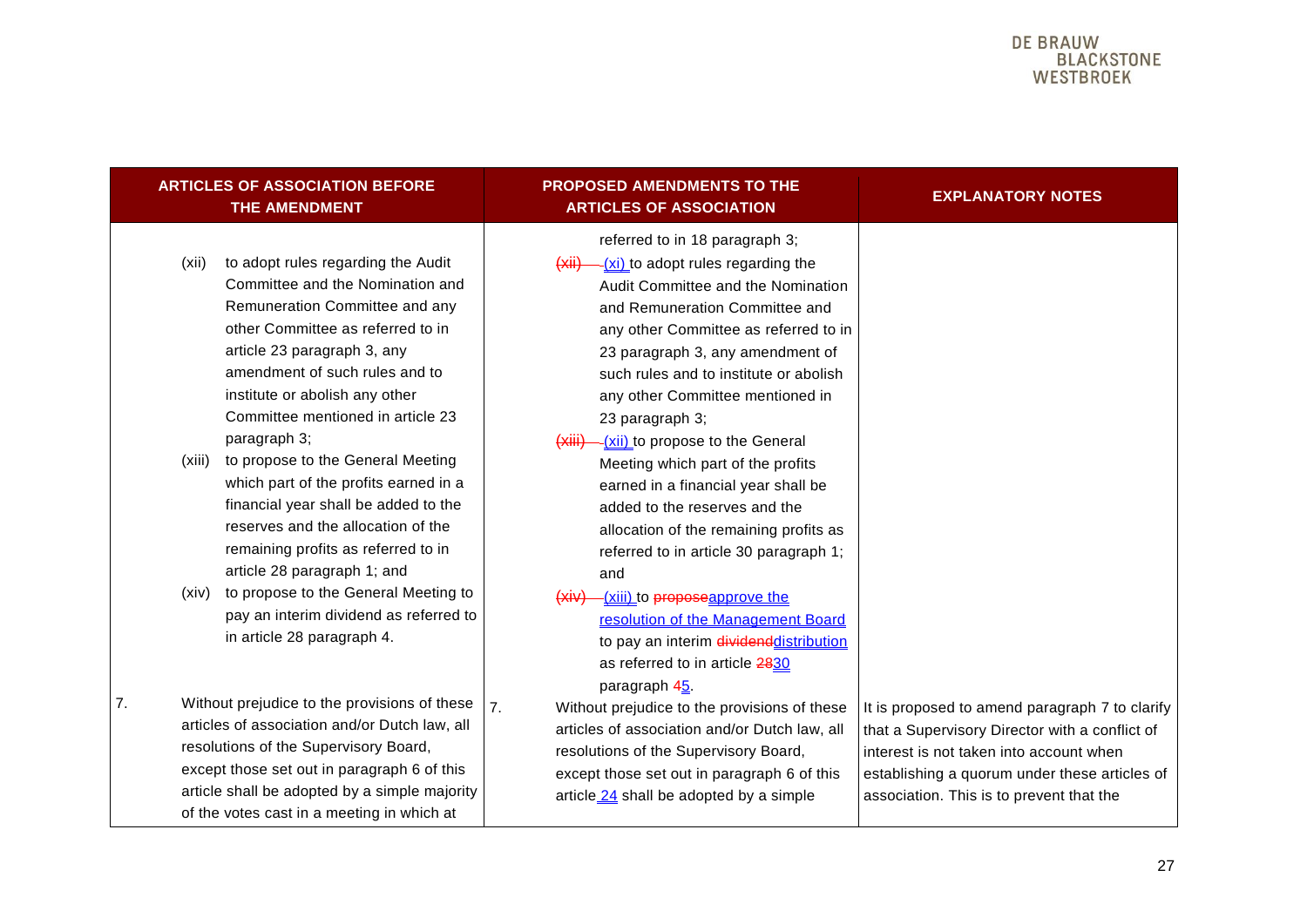| ARTICLES OF ASSOCIATION BEFORE THE AMENDMENT | PROPOSED AMENDMENTS TO THE ARTICLES OF ASSOCIATION | EXPLANATORY NOTES |
|---|---|---|
| (xii) to adopt rules regarding the Audit Committee and the Nomination and Remuneration Committee and any other Committee as referred to in article 23 paragraph 3, any amendment of such rules and to institute or abolish any other Committee mentioned in article 23 paragraph 3;<br>(xiii) to propose to the General Meeting which part of the profits earned in a financial year shall be added to the reserves and the allocation of the remaining profits as referred to in article 28 paragraph 1; and<br>(xiv) to propose to the General Meeting to pay an interim dividend as referred to in article 28 paragraph 4. | referred to in 18 paragraph 3;<br>~~(xii)~~ (xi) to adopt rules regarding the Audit Committee and the Nomination and Remuneration Committee and any other Committee as referred to in 23 paragraph 3, any amendment of such rules and to institute or abolish any other Committee mentioned in 23 paragraph 3;<br>~~(xiii)~~ (xii) to propose to the General Meeting which part of the profits earned in a financial year shall be added to the reserves and the allocation of the remaining profits as referred to in article 30 paragraph 1; and<br>~~(xiv)~~ (xiii) to ~~propose~~approve the resolution of the Management Board to pay an interim ~~dividend~~distribution as referred to in article ~~28~~30 paragraph ~~4~~5. | |
| 7. Without prejudice to the provisions of these articles of association and/or Dutch law, all resolutions of the Supervisory Board, except those set out in paragraph 6 of this article shall be adopted by a simple majority of the votes cast in a meeting in which at | 7. Without prejudice to the provisions of these articles of association and/or Dutch law, all resolutions of the Supervisory Board, except those set out in paragraph 6 of this article 24 shall be adopted by a simple | It is proposed to amend paragraph 7 to clarify that a Supervisory Director with a conflict of interest is not taken into account when establishing a quorum under these articles of association. This is to prevent that the |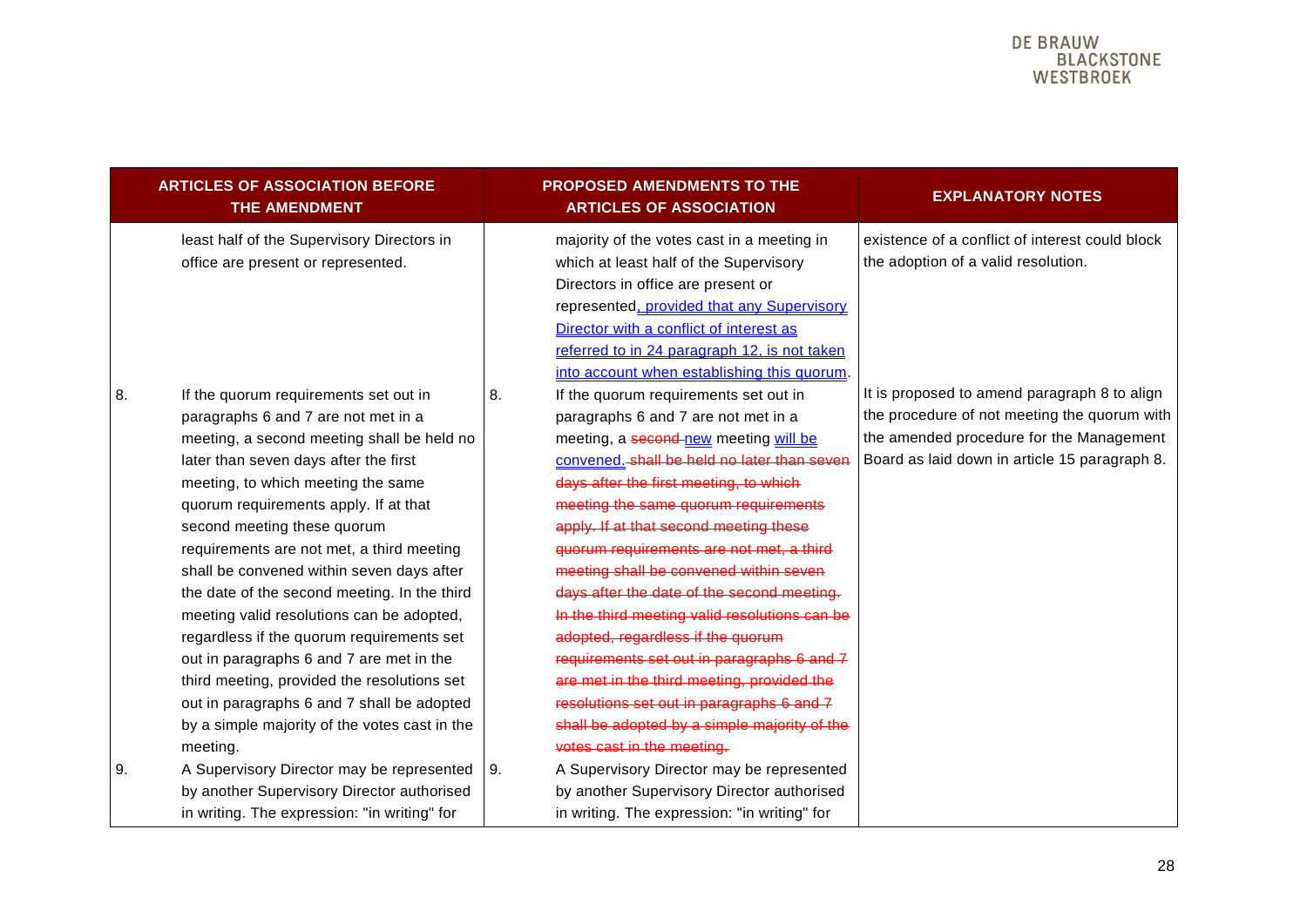| ARTICLES OF ASSOCIATION BEFORE THE AMENDMENT | PROPOSED AMENDMENTS TO THE ARTICLES OF ASSOCIATION | EXPLANATORY NOTES |
|---|---|---|
| least half of the Supervisory Directors in office are present or represented. | majority of the votes cast in a meeting in which at least half of the Supervisory Directors in office are present or represented, provided that any Supervisory Director with a conflict of interest as referred to in 24 paragraph 12, is not taken into account when establishing this quorum. | existence of a conflict of interest could block the adoption of a valid resolution. |
| 8. If the quorum requirements set out in paragraphs 6 and 7 are not met in a meeting, a second meeting shall be held no later than seven days after the first meeting, to which meeting the same quorum requirements apply. If at that second meeting these quorum requirements are not met, a third meeting shall be convened within seven days after the date of the second meeting. In the third meeting valid resolutions can be adopted, regardless if the quorum requirements set out in paragraphs 6 and 7 are met in the third meeting, provided the resolutions set out in paragraphs 6 and 7 shall be adopted by a simple majority of the votes cast in the meeting. | 8. If the quorum requirements set out in paragraphs 6 and 7 are not met in a meeting, a ~~second~~ new meeting will be convened. ~~shall be held no later than seven days after the first meeting, to which meeting the same quorum requirements apply. If at that second meeting these quorum requirements are not met, a third meeting shall be convened within seven days after the date of the second meeting. In the third meeting valid resolutions can be adopted, regardless if the quorum requirements set out in paragraphs 6 and 7 are met in the third meeting, provided the resolutions set out in paragraphs 6 and 7 shall be adopted by a simple majority of the votes cast in the meeting.~~ | It is proposed to amend paragraph 8 to align the procedure of not meeting the quorum with the amended procedure for the Management Board as laid down in article 15 paragraph 8. |
| 9. A Supervisory Director may be represented by another Supervisory Director authorised in writing. The expression: "in writing" for | 9. A Supervisory Director may be represented by another Supervisory Director authorised in writing. The expression: "in writing" for | |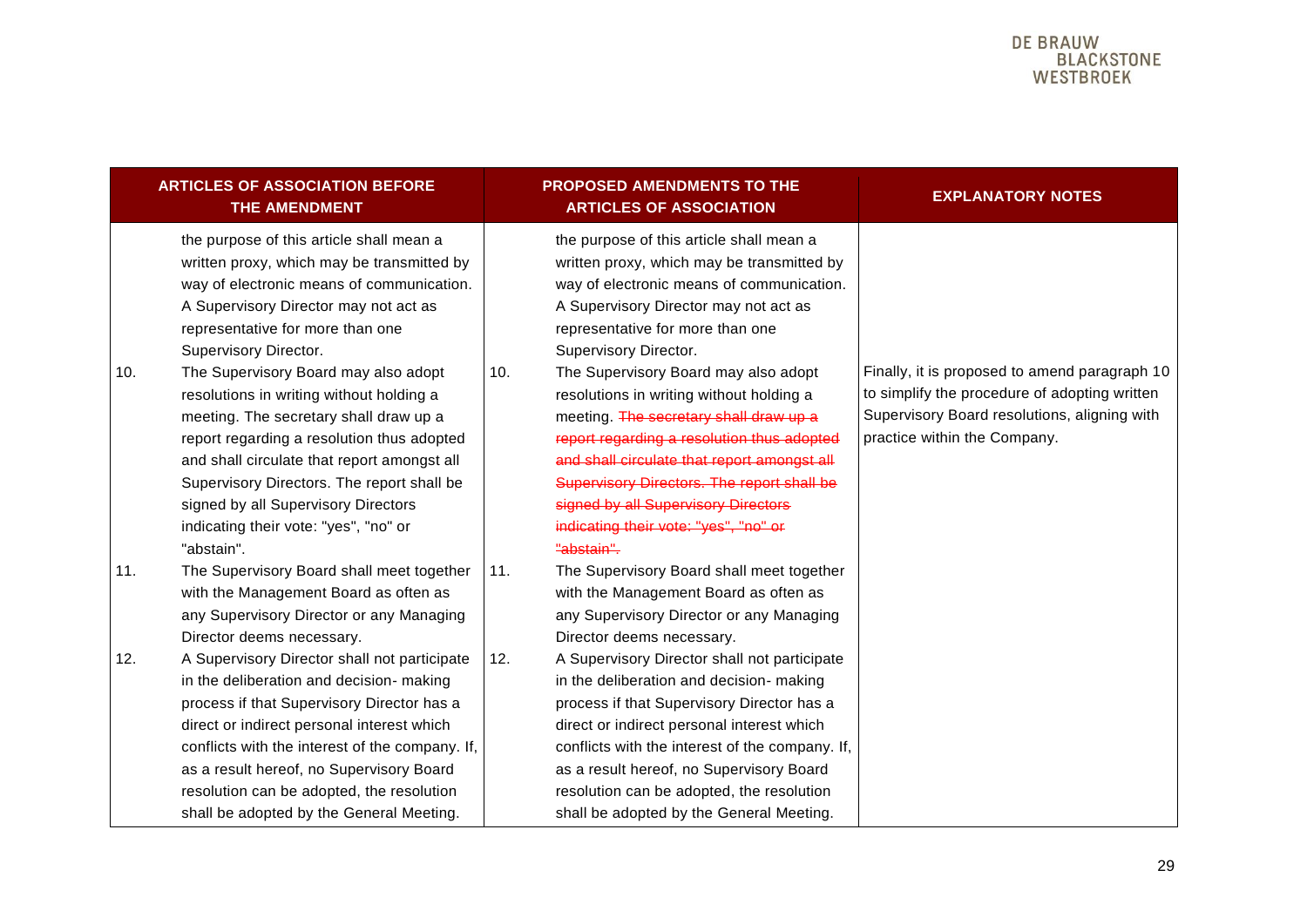| ARTICLES OF ASSOCIATION BEFORE THE AMENDMENT | PROPOSED AMENDMENTS TO THE ARTICLES OF ASSOCIATION | EXPLANATORY NOTES |
|---|---|---|
| the purpose of this article shall mean a written proxy, which may be transmitted by way of electronic means of communication. A Supervisory Director may not act as representative for more than one Supervisory Director. | the purpose of this article shall mean a written proxy, which may be transmitted by way of electronic means of communication. A Supervisory Director may not act as representative for more than one Supervisory Director. | |
| 10. The Supervisory Board may also adopt resolutions in writing without holding a meeting. The secretary shall draw up a report regarding a resolution thus adopted and shall circulate that report amongst all Supervisory Directors. The report shall be signed by all Supervisory Directors indicating their vote: "yes", "no" or "abstain". | 10. The Supervisory Board may also adopt resolutions in writing without holding a meeting. ~~The secretary shall draw up a report regarding a resolution thus adopted and shall circulate that report amongst all Supervisory Directors. The report shall be signed by all Supervisory Directors indicating their vote: "yes", "no" or "abstain".~~ | Finally, it is proposed to amend paragraph 10 to simplify the procedure of adopting written Supervisory Board resolutions, aligning with practice within the Company. |
| 11. The Supervisory Board shall meet together with the Management Board as often as any Supervisory Director or any Managing Director deems necessary. | 11. The Supervisory Board shall meet together with the Management Board as often as any Supervisory Director or any Managing Director deems necessary. | |
| 12. A Supervisory Director shall not participate in the deliberation and decision- making process if that Supervisory Director has a direct or indirect personal interest which conflicts with the interest of the company. If, as a result hereof, no Supervisory Board resolution can be adopted, the resolution shall be adopted by the General Meeting. | 12. A Supervisory Director shall not participate in the deliberation and decision- making process if that Supervisory Director has a direct or indirect personal interest which conflicts with the interest of the company. If, as a result hereof, no Supervisory Board resolution can be adopted, the resolution shall be adopted by the General Meeting. | |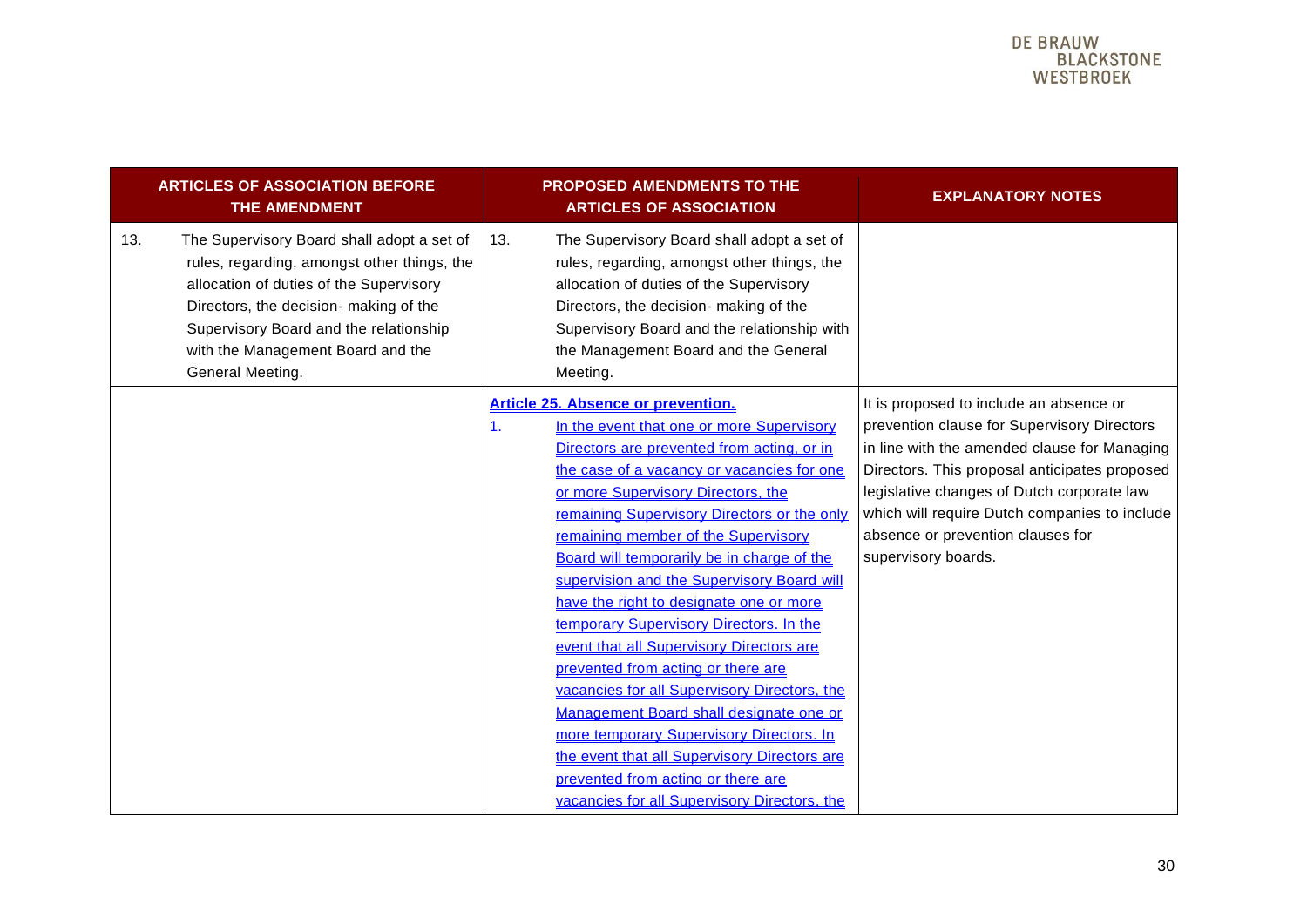| ARTICLES OF ASSOCIATION BEFORE THE AMENDMENT | PROPOSED AMENDMENTS TO THE ARTICLES OF ASSOCIATION | EXPLANATORY NOTES |
|---|---|---|
| 13. The Supervisory Board shall adopt a set of rules, regarding, amongst other things, the allocation of duties of the Supervisory Directors, the decision- making of the Supervisory Board and the relationship with the Management Board and the General Meeting. | 13. The Supervisory Board shall adopt a set of rules, regarding, amongst other things, the allocation of duties of the Supervisory Directors, the decision- making of the Supervisory Board and the relationship with the Management Board and the General Meeting. | |
| | **Article 25. Absence or prevention.**<br>1. In the event that one or more Supervisory Directors are prevented from acting, or in the case of a vacancy or vacancies for one or more Supervisory Directors, the remaining Supervisory Directors or the only remaining member of the Supervisory Board will temporarily be in charge of the supervision and the Supervisory Board will have the right to designate one or more temporary Supervisory Directors. In the event that all Supervisory Directors are prevented from acting or there are vacancies for all Supervisory Directors, the Management Board shall designate one or more temporary Supervisory Directors. In the event that all Supervisory Directors are prevented from acting or there are vacancies for all Supervisory Directors, the | It is proposed to include an absence or prevention clause for Supervisory Directors in line with the amended clause for Managing Directors. This proposal anticipates proposed legislative changes of Dutch corporate law which will require Dutch companies to include absence or prevention clauses for supervisory boards. |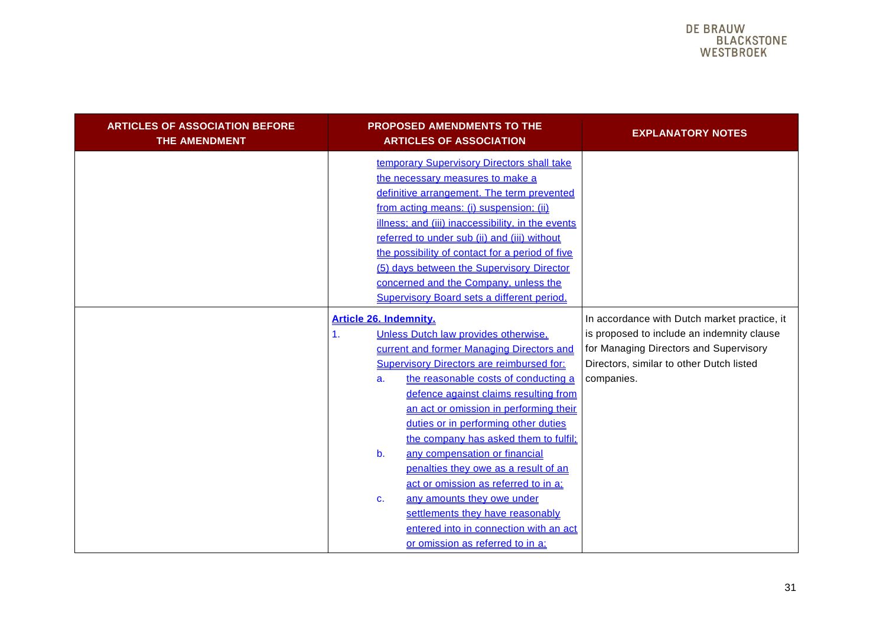| ARTICLES OF ASSOCIATION BEFORE THE AMENDMENT | PROPOSED AMENDMENTS TO THE ARTICLES OF ASSOCIATION | EXPLANATORY NOTES |
|---|---|---|
| | temporary Supervisory Directors shall take the necessary measures to make a definitive arrangement. The term prevented from acting means: (i) suspension; (ii) illness; and (iii) inaccessibility, in the events referred to under sub (ii) and (iii) without the possibility of contact for a period of five (5) days between the Supervisory Director concerned and the Company, unless the Supervisory Board sets a different period. | |
| | **Article 26. Indemnity.**<br>1. Unless Dutch law provides otherwise, current and former Managing Directors and Supervisory Directors are reimbursed for:<br>a. the reasonable costs of conducting a defence against claims resulting from an act or omission in performing their duties or in performing other duties the company has asked them to fulfil;<br>b. any compensation or financial penalties they owe as a result of an act or omission as referred to in a;<br>c. any amounts they owe under settlements they have reasonably entered into in connection with an act or omission as referred to in a; | In accordance with Dutch market practice, it is proposed to include an indemnity clause for Managing Directors and Supervisory Directors, similar to other Dutch listed companies. |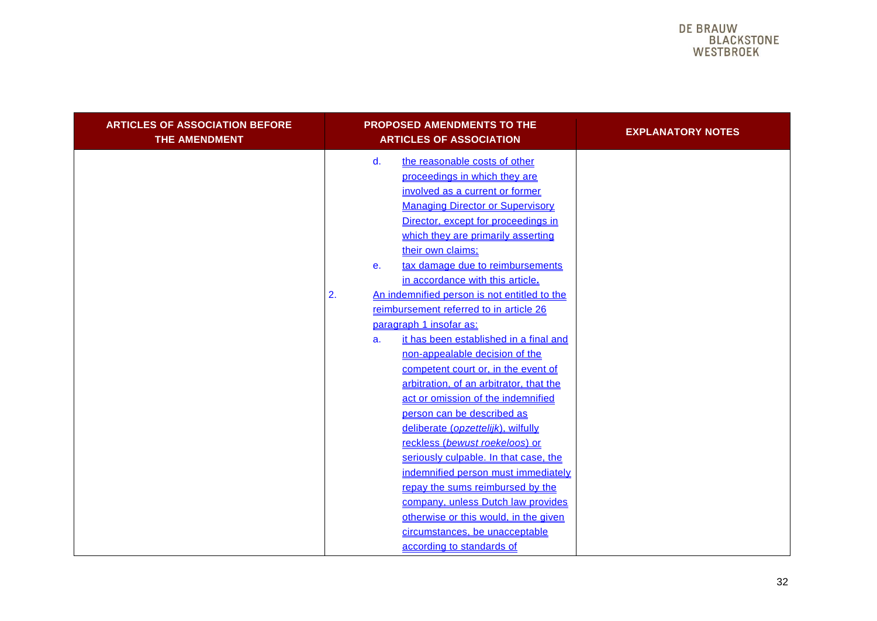| ARTICLES OF ASSOCIATION BEFORE THE AMENDMENT | PROPOSED AMENDMENTS TO THE ARTICLES OF ASSOCIATION | EXPLANATORY NOTES |
|---|---|---|
| | d. the reasonable costs of other proceedings in which they are involved as a current or former Managing Director or Supervisory Director, except for proceedings in which they are primarily asserting their own claims;<br>e. tax damage due to reimbursements in accordance with this article.<br>2. An indemnified person is not entitled to the reimbursement referred to in article 26 paragraph 1 insofar as:<br>a. it has been established in a final and non-appealable decision of the competent court or, in the event of arbitration, of an arbitrator, that the act or omission of the indemnified person can be described as deliberate (*opzettelijk*), wilfully reckless (*bewust roekeloos*) or seriously culpable. In that case, the indemnified person must immediately repay the sums reimbursed by the company, unless Dutch law provides otherwise or this would, in the given circumstances, be unacceptable according to standards of | |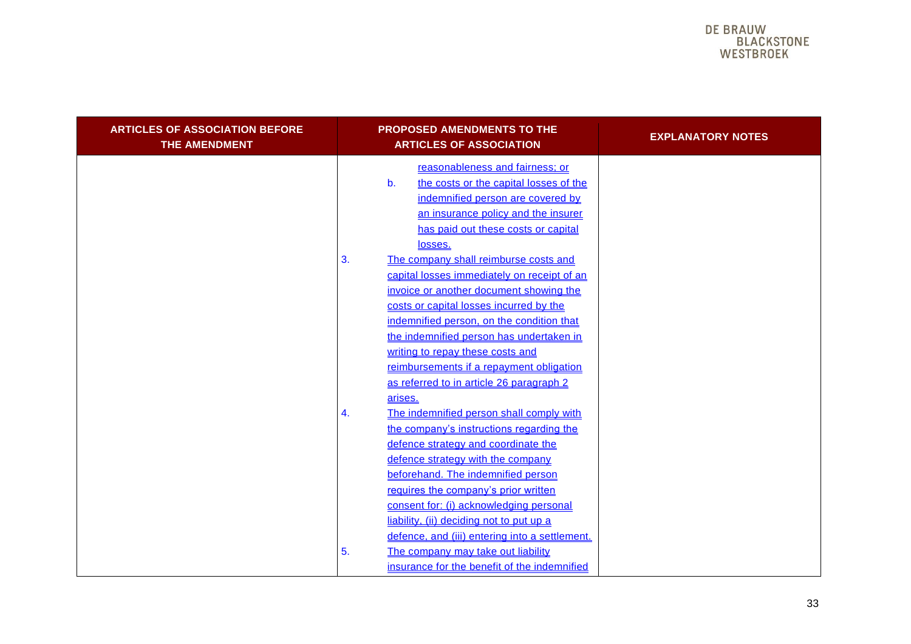| ARTICLES OF ASSOCIATION BEFORE THE AMENDMENT | PROPOSED AMENDMENTS TO THE ARTICLES OF ASSOCIATION | EXPLANATORY NOTES |
|---|---|---|
| | reasonableness and fairness; or<br>b. the costs or the capital losses of the indemnified person are covered by an insurance policy and the insurer has paid out these costs or capital losses.<br>3. The company shall reimburse costs and capital losses immediately on receipt of an invoice or another document showing the costs or capital losses incurred by the indemnified person, on the condition that the indemnified person has undertaken in writing to repay these costs and reimbursements if a repayment obligation as referred to in article 26 paragraph 2 arises.<br>4. The indemnified person shall comply with the company's instructions regarding the defence strategy and coordinate the defence strategy with the company beforehand. The indemnified person requires the company's prior written consent for: (i) acknowledging personal liability, (ii) deciding not to put up a defence, and (iii) entering into a settlement.<br>5. The company may take out liability insurance for the benefit of the indemnified | |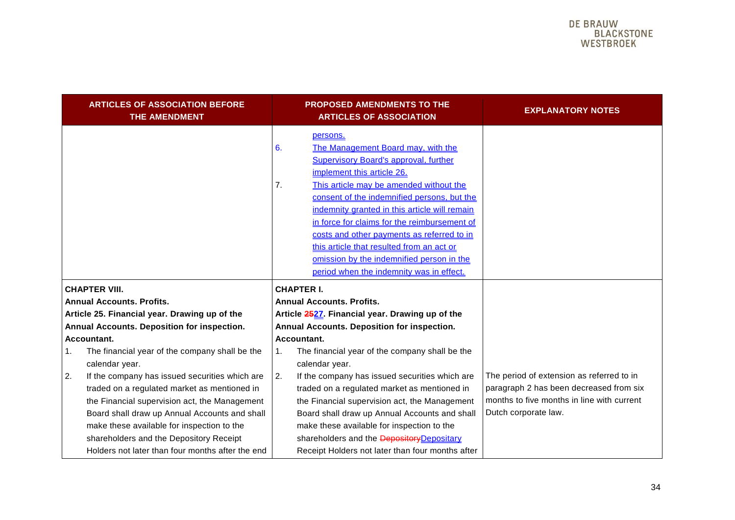| ARTICLES OF ASSOCIATION BEFORE THE AMENDMENT | PROPOSED AMENDMENTS TO THE ARTICLES OF ASSOCIATION | EXPLANATORY NOTES |
|---|---|---|
| | persons.<br>6. The Management Board may, with the Supervisory Board's approval, further implement this article 26.<br>7. This article may be amended without the consent of the indemnified persons, but the indemnity granted in this article will remain in force for claims for the reimbursement of costs and other payments as referred to in this article that resulted from an act or omission by the indemnified person in the period when the indemnity was in effect. | |
| **CHAPTER VIII.**<br>**Annual Accounts. Profits.**<br>**Article 25. Financial year. Drawing up of the Annual Accounts. Deposition for inspection. Accountant.**<br>1. The financial year of the company shall be the calendar year.<br>2. If the company has issued securities which are traded on a regulated market as mentioned in the Financial supervision act, the Management Board shall draw up Annual Accounts and shall make these available for inspection to the shareholders and the Depository Receipt Holders not later than four months after the end | **CHAPTER I.**<br>**Annual Accounts. Profits.**<br>**Article ~~25~~27. Financial year. Drawing up of the Annual Accounts. Deposition for inspection. Accountant.**<br>1. The financial year of the company shall be the calendar year.<br>2. If the company has issued securities which are traded on a regulated market as mentioned in the Financial supervision act, the Management Board shall draw up Annual Accounts and shall make these available for inspection to the shareholders and the ~~Depository~~Depositary Receipt Holders not later than four months after | The period of extension as referred to in paragraph 2 has been decreased from six months to five months in line with current Dutch corporate law. |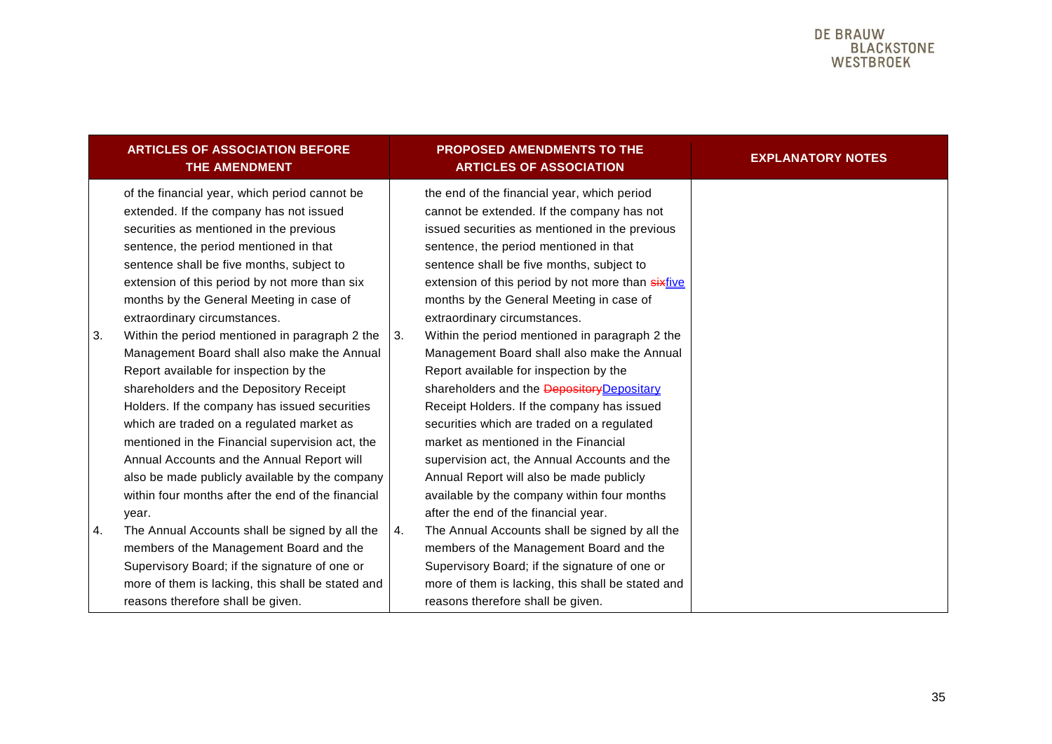| ARTICLES OF ASSOCIATION BEFORE THE AMENDMENT | PROPOSED AMENDMENTS TO THE ARTICLES OF ASSOCIATION | EXPLANATORY NOTES |
|---|---|---|
| of the financial year, which period cannot be extended. If the company has not issued securities as mentioned in the previous sentence, the period mentioned in that sentence shall be five months, subject to extension of this period by not more than six months by the General Meeting in case of extraordinary circumstances. | the end of the financial year, which period cannot be extended. If the company has not issued securities as mentioned in the previous sentence, the period mentioned in that sentence shall be five months, subject to extension of this period by not more than ~~six~~five months by the General Meeting in case of extraordinary circumstances. | |
| 3. Within the period mentioned in paragraph 2 the Management Board shall also make the Annual Report available for inspection by the shareholders and the Depository Receipt Holders. If the company has issued securities which are traded on a regulated market as mentioned in the Financial supervision act, the Annual Accounts and the Annual Report will also be made publicly available by the company within four months after the end of the financial year. | 3. Within the period mentioned in paragraph 2 the Management Board shall also make the Annual Report available for inspection by the shareholders and the ~~Depository~~Depositary Receipt Holders. If the company has issued securities which are traded on a regulated market as mentioned in the Financial supervision act, the Annual Accounts and the Annual Report will also be made publicly available by the company within four months after the end of the financial year. | |
| 4. The Annual Accounts shall be signed by all the members of the Management Board and the Supervisory Board; if the signature of one or more of them is lacking, this shall be stated and reasons therefore shall be given. | 4. The Annual Accounts shall be signed by all the members of the Management Board and the Supervisory Board; if the signature of one or more of them is lacking, this shall be stated and reasons therefore shall be given. | |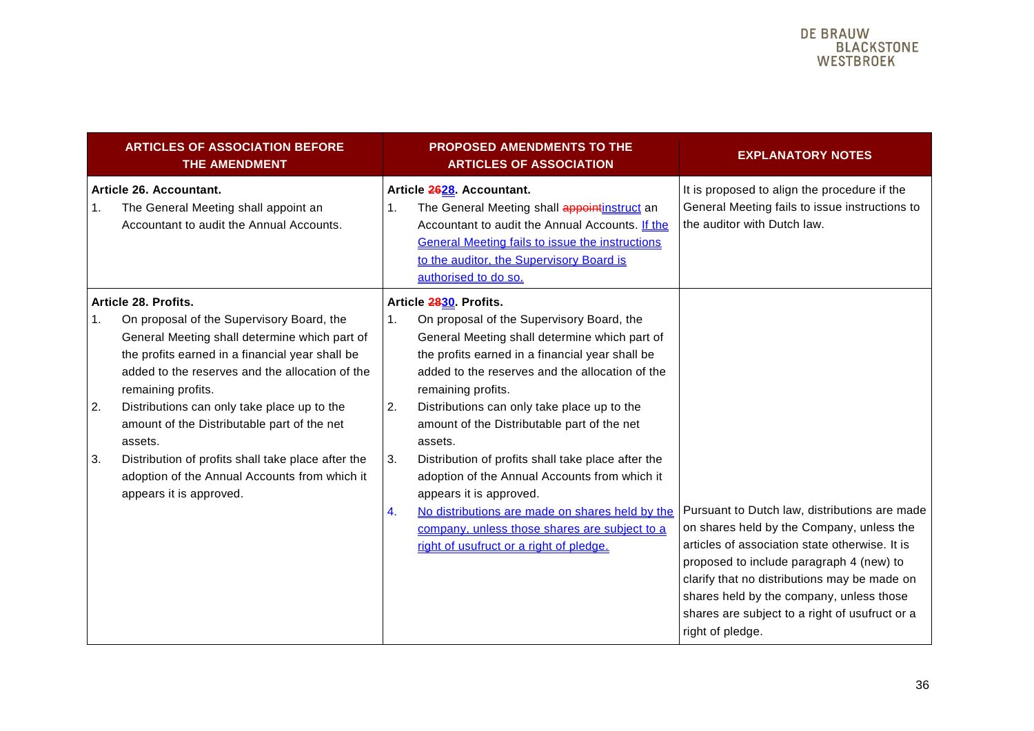| ARTICLES OF ASSOCIATION BEFORE THE AMENDMENT | PROPOSED AMENDMENTS TO THE ARTICLES OF ASSOCIATION | EXPLANATORY NOTES |
|---|---|---|
| **Article 26. Accountant.**<br>1. The General Meeting shall appoint an Accountant to audit the Annual Accounts. | **Article ~~26~~28. Accountant.**<br>1. The General Meeting shall ~~appoint~~instruct an Accountant to audit the Annual Accounts. If the General Meeting fails to issue the instructions to the auditor, the Supervisory Board is authorised to do so. | It is proposed to align the procedure if the General Meeting fails to issue instructions to the auditor with Dutch law. |
| **Article 28. Profits.**<br>1. On proposal of the Supervisory Board, the General Meeting shall determine which part of the profits earned in a financial year shall be added to the reserves and the allocation of the remaining profits.<br>2. Distributions can only take place up to the amount of the Distributable part of the net assets.<br>3. Distribution of profits shall take place after the adoption of the Annual Accounts from which it appears it is approved. | **Article ~~28~~30. Profits.**<br>1. On proposal of the Supervisory Board, the General Meeting shall determine which part of the profits earned in a financial year shall be added to the reserves and the allocation of the remaining profits.<br>2. Distributions can only take place up to the amount of the Distributable part of the net assets.<br>3. Distribution of profits shall take place after the adoption of the Annual Accounts from which it appears it is approved.<br>4. No distributions are made on shares held by the company, unless those shares are subject to a right of usufruct or a right of pledge. | Pursuant to Dutch law, distributions are made on shares held by the Company, unless the articles of association state otherwise. It is proposed to include paragraph 4 (new) to clarify that no distributions may be made on shares held by the company, unless those shares are subject to a right of usufruct or a right of pledge. |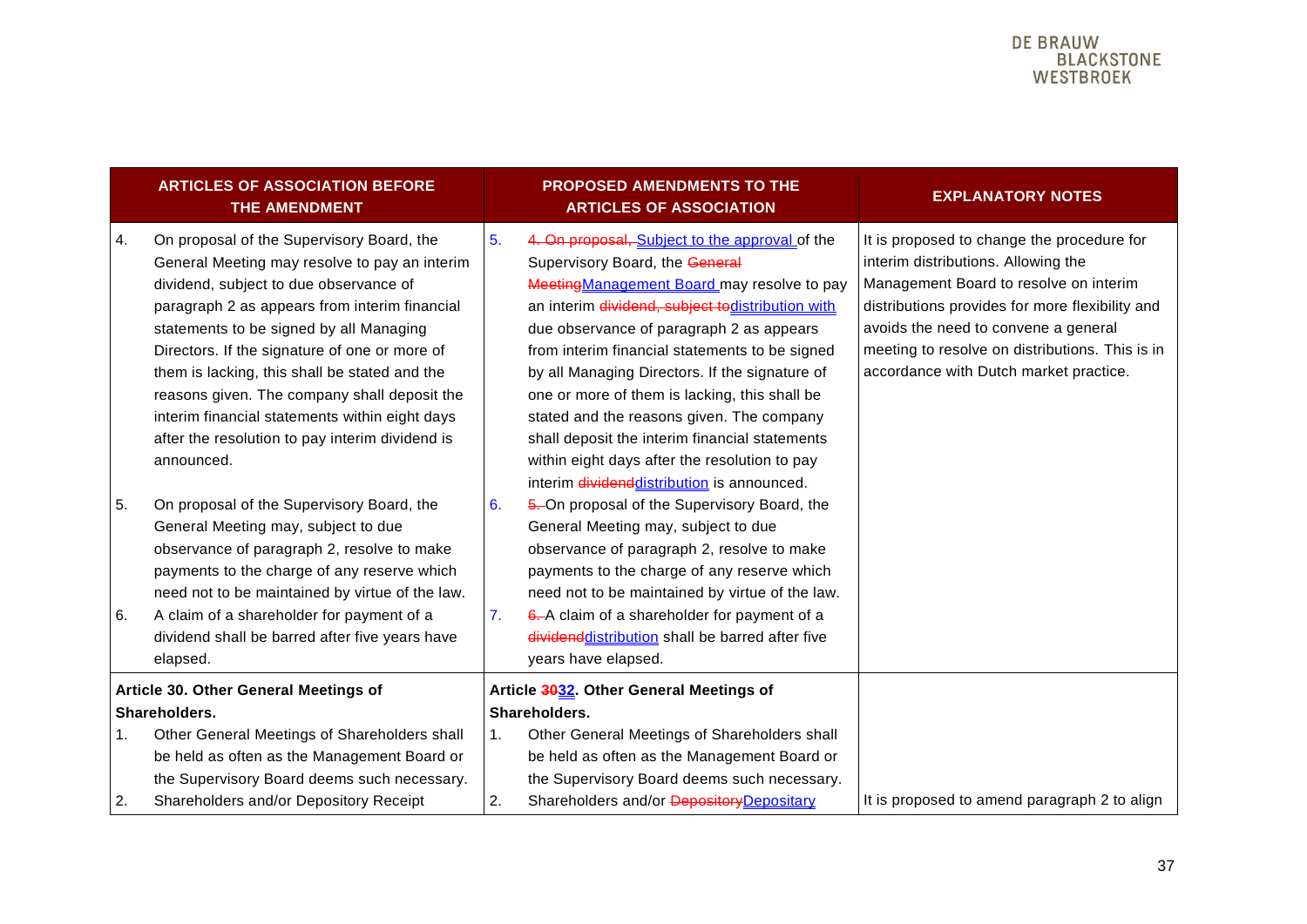| ARTICLES OF ASSOCIATION BEFORE THE AMENDMENT | PROPOSED AMENDMENTS TO THE ARTICLES OF ASSOCIATION | EXPLANATORY NOTES |
|---|---|---|
| 4. On proposal of the Supervisory Board, the General Meeting may resolve to pay an interim dividend, subject to due observance of paragraph 2 as appears from interim financial statements to be signed by all Managing Directors. If the signature of one or more of them is lacking, this shall be stated and the reasons given. The company shall deposit the interim financial statements within eight days after the resolution to pay interim dividend is announced. | 5. ~~4. On proposal,~~ Subject to the approval of the Supervisory Board, the ~~General Meeting~~ Management Board may resolve to pay an interim ~~dividend, subject to~~ distribution with due observance of paragraph 2 as appears from interim financial statements to be signed by all Managing Directors. If the signature of one or more of them is lacking, this shall be stated and the reasons given. The company shall deposit the interim financial statements within eight days after the resolution to pay interim ~~dividend~~ distribution is announced. | It is proposed to change the procedure for interim distributions. Allowing the Management Board to resolve on interim distributions provides for more flexibility and avoids the need to convene a general meeting to resolve on distributions. This is in accordance with Dutch market practice. |
| 5. On proposal of the Supervisory Board, the General Meeting may, subject to due observance of paragraph 2, resolve to make payments to the charge of any reserve which need not to be maintained by virtue of the law. | 6. ~~5.~~ On proposal of the Supervisory Board, the General Meeting may, subject to due observance of paragraph 2, resolve to make payments to the charge of any reserve which need not to be maintained by virtue of the law. | |
| 6. A claim of a shareholder for payment of a dividend shall be barred after five years have elapsed. | 7. ~~6.~~ A claim of a shareholder for payment of a ~~dividend~~ distribution shall be barred after five years have elapsed. | |
| **Article 30. Other General Meetings of Shareholders.** | **Article ~~30~~ 32. Other General Meetings of Shareholders.** | |
| 1. Other General Meetings of Shareholders shall be held as often as the Management Board or the Supervisory Board deems such necessary. | 1. Other General Meetings of Shareholders shall be held as often as the Management Board or the Supervisory Board deems such necessary. | |
| 2. Shareholders and/or Depository Receipt | 2. Shareholders and/or ~~Depository~~ Depositary | It is proposed to amend paragraph 2 to align |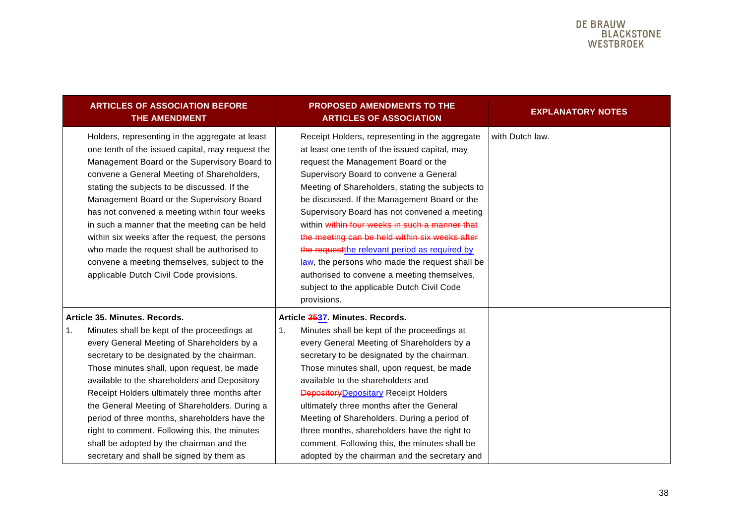| ARTICLES OF ASSOCIATION BEFORE THE AMENDMENT | PROPOSED AMENDMENTS TO THE ARTICLES OF ASSOCIATION | EXPLANATORY NOTES |
|---|---|---|
| Holders, representing in the aggregate at least one tenth of the issued capital, may request the Management Board or the Supervisory Board to convene a General Meeting of Shareholders, stating the subjects to be discussed. If the Management Board or the Supervisory Board has not convened a meeting within four weeks in such a manner that the meeting can be held within six weeks after the request, the persons who made the request shall be authorised to convene a meeting themselves, subject to the applicable Dutch Civil Code provisions. | Receipt Holders, representing in the aggregate at least one tenth of the issued capital, may request the Management Board or the Supervisory Board to convene a General Meeting of Shareholders, stating the subjects to be discussed. If the Management Board or the Supervisory Board has not convened a meeting within ~~within four weeks in such a manner that the meeting can be held within six weeks after the request~~the relevant period as required by law, the persons who made the request shall be authorised to convene a meeting themselves, subject to the applicable Dutch Civil Code provisions. | with Dutch law. |
| **Article 35. Minutes. Records.**<br>1. Minutes shall be kept of the proceedings at every General Meeting of Shareholders by a secretary to be designated by the chairman. Those minutes shall, upon request, be made available to the shareholders and Depository Receipt Holders ultimately three months after the General Meeting of Shareholders. During a period of three months, shareholders have the right to comment. Following this, the minutes shall be adopted by the chairman and the secretary and shall be signed by them as | **Article ~~35~~37. Minutes. Records.**<br>1. Minutes shall be kept of the proceedings at every General Meeting of Shareholders by a secretary to be designated by the chairman. Those minutes shall, upon request, be made available to the shareholders and ~~Depository~~Depositary Receipt Holders ultimately three months after the General Meeting of Shareholders. During a period of three months, shareholders have the right to comment. Following this, the minutes shall be adopted by the chairman and the secretary and | |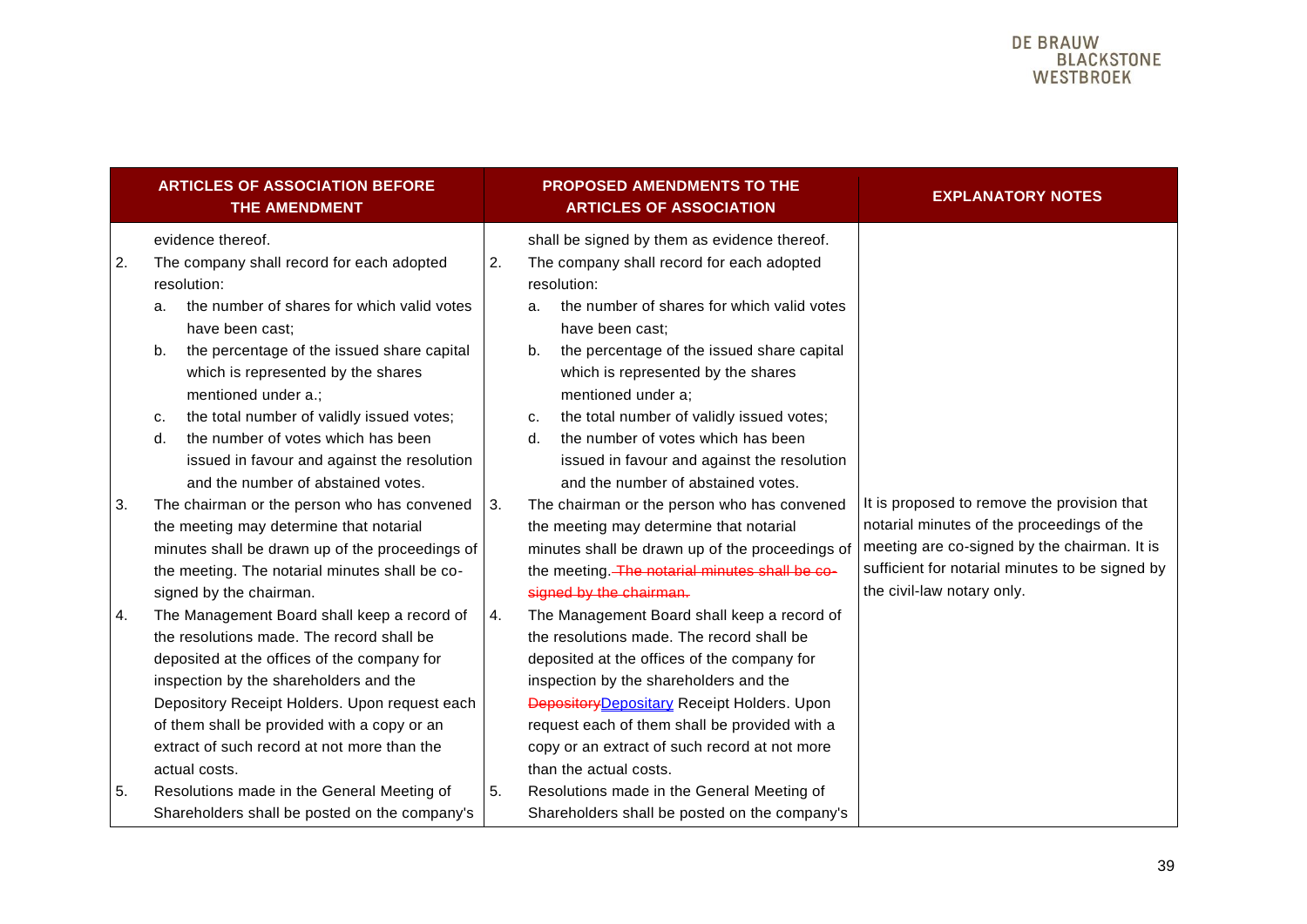| ARTICLES OF ASSOCIATION BEFORE THE AMENDMENT | PROPOSED AMENDMENTS TO THE ARTICLES OF ASSOCIATION | EXPLANATORY NOTES |
|---|---|---|
| evidence thereof. | shall be signed by them as evidence thereof. | |
| 2. The company shall record for each adopted resolution:<br>a. the number of shares for which valid votes have been cast;<br>b. the percentage of the issued share capital which is represented by the shares mentioned under a.;<br>c. the total number of validly issued votes;<br>d. the number of votes which has been issued in favour and against the resolution and the number of abstained votes. | 2. The company shall record for each adopted resolution:<br>a. the number of shares for which valid votes have been cast;<br>b. the percentage of the issued share capital which is represented by the shares mentioned under a;<br>c. the total number of validly issued votes;<br>d. the number of votes which has been issued in favour and against the resolution and the number of abstained votes. | |
| 3. The chairman or the person who has convened the meeting may determine that notarial minutes shall be drawn up of the proceedings of the meeting. The notarial minutes shall be co-signed by the chairman. | 3. The chairman or the person who has convened the meeting may determine that notarial minutes shall be drawn up of the proceedings of the meeting. ~~The notarial minutes shall be co-signed by the chairman.~~ | It is proposed to remove the provision that notarial minutes of the proceedings of the meeting are co-signed by the chairman. It is sufficient for notarial minutes to be signed by the civil-law notary only. |
| 4. The Management Board shall keep a record of the resolutions made. The record shall be deposited at the offices of the company for inspection by the shareholders and the Depository Receipt Holders. Upon request each of them shall be provided with a copy or an extract of such record at not more than the actual costs. | 4. The Management Board shall keep a record of the resolutions made. The record shall be deposited at the offices of the company for inspection by the shareholders and the ~~Depository~~Depositary Receipt Holders. Upon request each of them shall be provided with a copy or an extract of such record at not more than the actual costs. | |
| 5. Resolutions made in the General Meeting of Shareholders shall be posted on the company's | 5. Resolutions made in the General Meeting of Shareholders shall be posted on the company's | |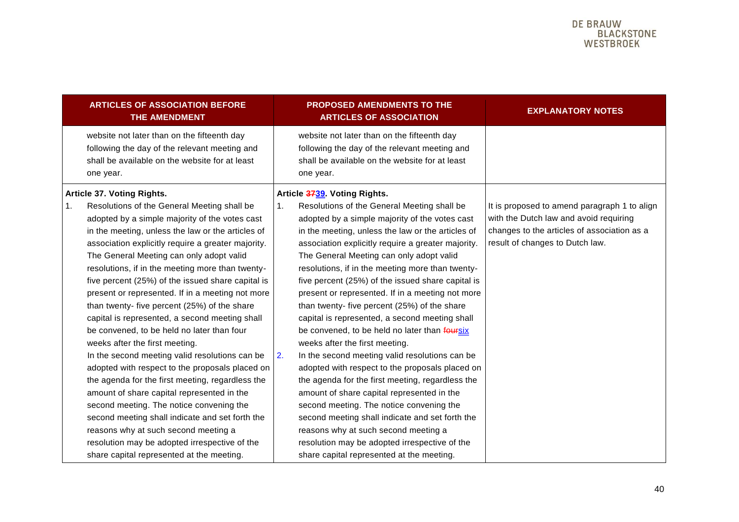| ARTICLES OF ASSOCIATION BEFORE THE AMENDMENT | PROPOSED AMENDMENTS TO THE ARTICLES OF ASSOCIATION | EXPLANATORY NOTES |
|---|---|---|
| website not later than on the fifteenth day following the day of the relevant meeting and shall be available on the website for at least one year. | website not later than on the fifteenth day following the day of the relevant meeting and shall be available on the website for at least one year. | |
| **Article 37. Voting Rights.**<br>1. Resolutions of the General Meeting shall be adopted by a simple majority of the votes cast in the meeting, unless the law or the articles of association explicitly require a greater majority. The General Meeting can only adopt valid resolutions, if in the meeting more than twenty-five percent (25%) of the issued share capital is present or represented. If in a meeting not more than twenty- five percent (25%) of the share capital is represented, a second meeting shall be convened, to be held no later than four weeks after the first meeting.<br>In the second meeting valid resolutions can be adopted with respect to the proposals placed on the agenda for the first meeting, regardless the amount of share capital represented in the second meeting. The notice convening the second meeting shall indicate and set forth the reasons why at such second meeting a resolution may be adopted irrespective of the share capital represented at the meeting. | **Article ~~37~~39. Voting Rights.**<br>1. Resolutions of the General Meeting shall be adopted by a simple majority of the votes cast in the meeting, unless the law or the articles of association explicitly require a greater majority. The General Meeting can only adopt valid resolutions, if in the meeting more than twenty-five percent (25%) of the issued share capital is present or represented. If in a meeting not more than twenty- five percent (25%) of the share capital is represented, a second meeting shall be convened, to be held no later than ~~four~~six weeks after the first meeting.<br>2. In the second meeting valid resolutions can be adopted with respect to the proposals placed on the agenda for the first meeting, regardless the amount of share capital represented in the second meeting. The notice convening the second meeting shall indicate and set forth the reasons why at such second meeting a resolution may be adopted irrespective of the share capital represented at the meeting. | It is proposed to amend paragraph 1 to align with the Dutch law and avoid requiring changes to the articles of association as a result of changes to Dutch law. |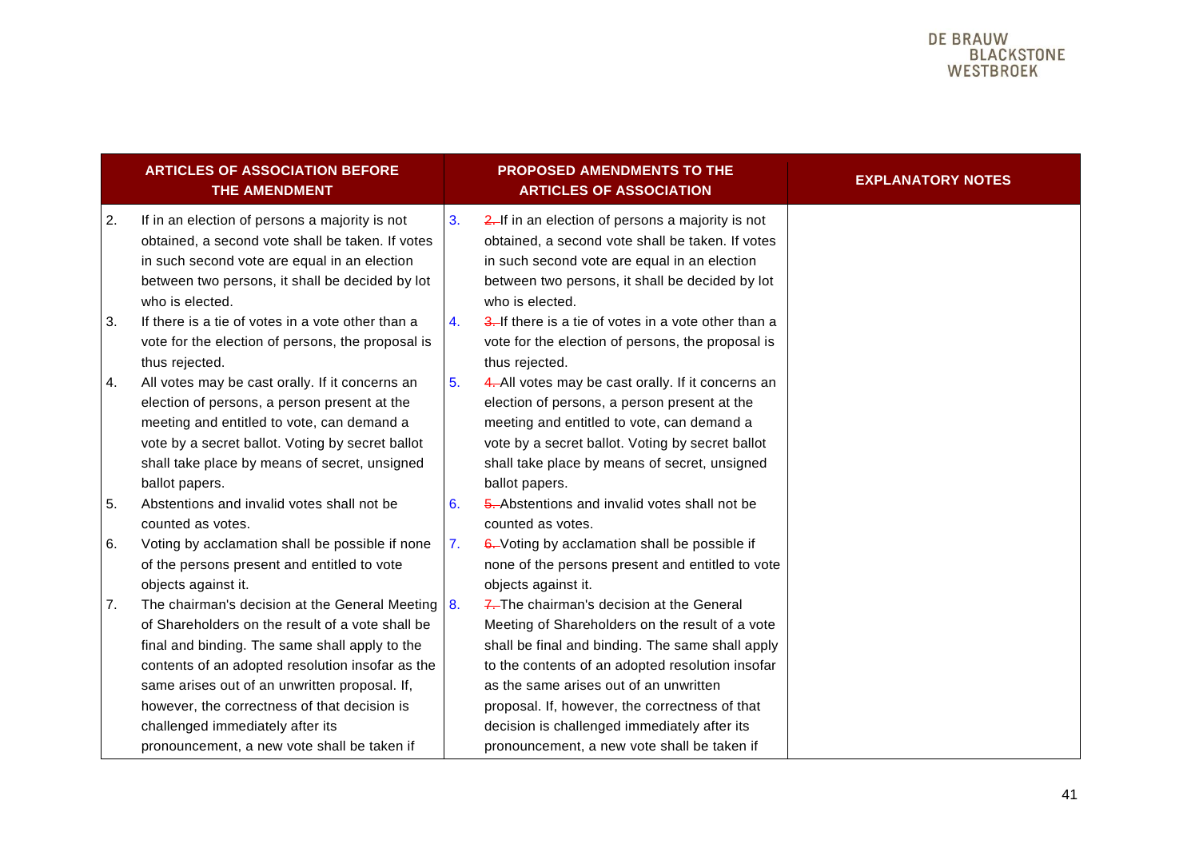| ARTICLES OF ASSOCIATION BEFORE THE AMENDMENT | PROPOSED AMENDMENTS TO THE ARTICLES OF ASSOCIATION | EXPLANATORY NOTES |
|---|---|---|
| 2. If in an election of persons a majority is not obtained, a second vote shall be taken. If votes in such second vote are equal in an election between two persons, it shall be decided by lot who is elected. | 3. ~~2.~~ If in an election of persons a majority is not obtained, a second vote shall be taken. If votes in such second vote are equal in an election between two persons, it shall be decided by lot who is elected. | |
| 3. If there is a tie of votes in a vote other than a vote for the election of persons, the proposal is thus rejected. | 4. ~~3.~~ If there is a tie of votes in a vote other than a vote for the election of persons, the proposal is thus rejected. | |
| 4. All votes may be cast orally. If it concerns an election of persons, a person present at the meeting and entitled to vote, can demand a vote by a secret ballot. Voting by secret ballot shall take place by means of secret, unsigned ballot papers. | 5. ~~4.~~ All votes may be cast orally. If it concerns an election of persons, a person present at the meeting and entitled to vote, can demand a vote by a secret ballot. Voting by secret ballot shall take place by means of secret, unsigned ballot papers. | |
| 5. Abstentions and invalid votes shall not be counted as votes. | 6. ~~5.~~ Abstentions and invalid votes shall not be counted as votes. | |
| 6. Voting by acclamation shall be possible if none of the persons present and entitled to vote objects against it. | 7. ~~6.~~ Voting by acclamation shall be possible if none of the persons present and entitled to vote objects against it. | |
| 7. The chairman's decision at the General Meeting of Shareholders on the result of a vote shall be final and binding. The same shall apply to the contents of an adopted resolution insofar as the same arises out of an unwritten proposal. If, however, the correctness of that decision is challenged immediately after its pronouncement, a new vote shall be taken if | 8. ~~7.~~ The chairman's decision at the General Meeting of Shareholders on the result of a vote shall be final and binding. The same shall apply to the contents of an adopted resolution insofar as the same arises out of an unwritten proposal. If, however, the correctness of that decision is challenged immediately after its pronouncement, a new vote shall be taken if | |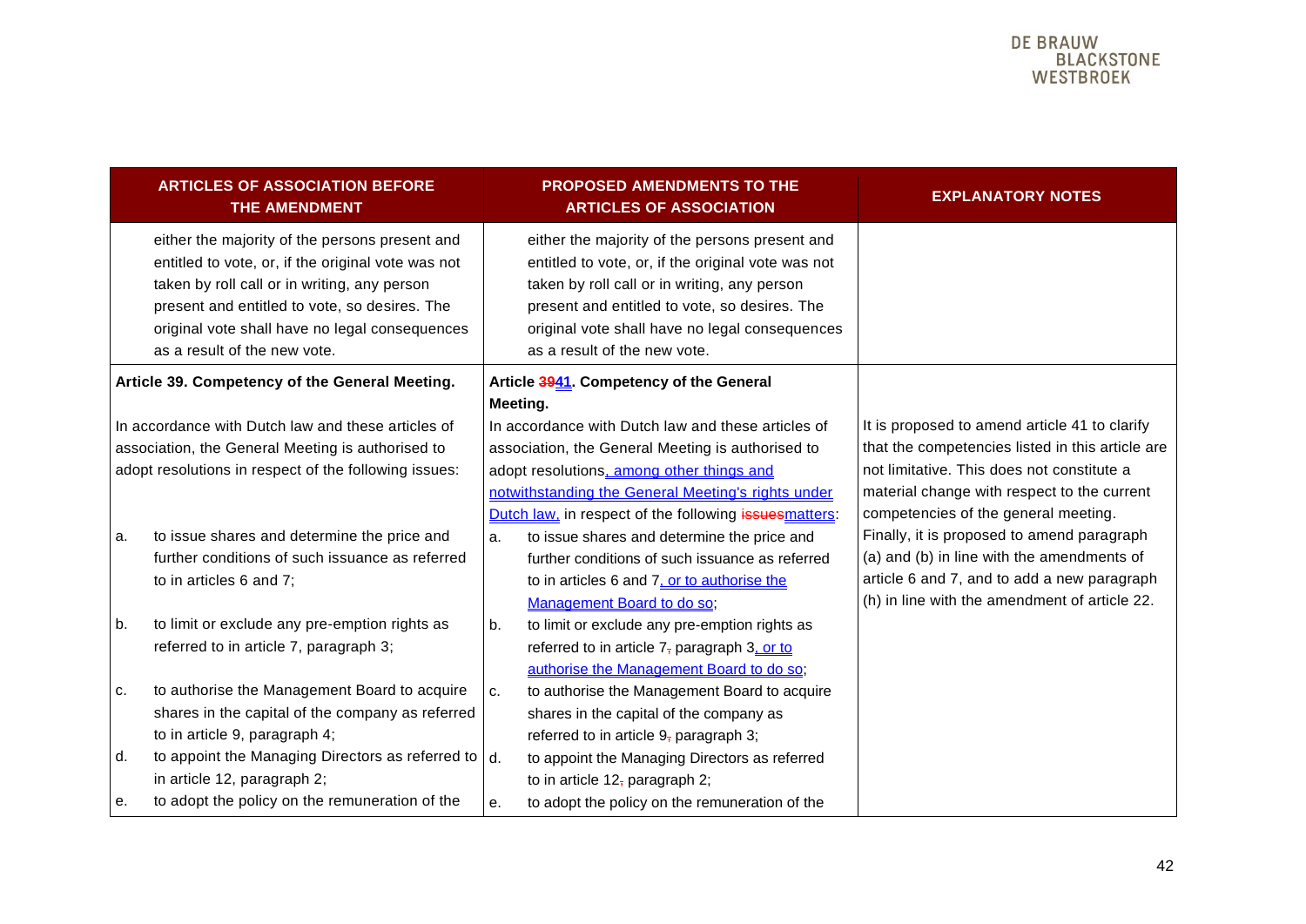| ARTICLES OF ASSOCIATION BEFORE THE AMENDMENT | PROPOSED AMENDMENTS TO THE ARTICLES OF ASSOCIATION | EXPLANATORY NOTES |
|---|---|---|
| either the majority of the persons present and entitled to vote, or, if the original vote was not taken by roll call or in writing, any person present and entitled to vote, so desires. The original vote shall have no legal consequences as a result of the new vote. | either the majority of the persons present and entitled to vote, or, if the original vote was not taken by roll call or in writing, any person present and entitled to vote, so desires. The original vote shall have no legal consequences as a result of the new vote. | |
| **Article 39. Competency of the General Meeting.**<br><br>In accordance with Dutch law and these articles of association, the General Meeting is authorised to adopt resolutions in respect of the following issues:<br><br>a. to issue shares and determine the price and further conditions of such issuance as referred to in articles 6 and 7;<br><br>b. to limit or exclude any pre-emption rights as referred to in article 7, paragraph 3;<br><br>c. to authorise the Management Board to acquire shares in the capital of the company as referred to in article 9, paragraph 4;<br><br>d. to appoint the Managing Directors as referred to in article 12, paragraph 2;<br><br>e. to adopt the policy on the remuneration of the | **Article ~~39~~41. Competency of the General Meeting.**<br><br>In accordance with Dutch law and these articles of association, the General Meeting is authorised to adopt resolutions, among other things and notwithstanding the General Meeting's rights under Dutch law, in respect of the following ~~issues~~matters:<br><br>a. to issue shares and determine the price and further conditions of such issuance as referred to in articles 6 and 7, or to authorise the Management Board to do so;<br><br>b. to limit or exclude any pre-emption rights as referred to in article 7~~,~~ paragraph 3, or to authorise the Management Board to do so;<br><br>c. to authorise the Management Board to acquire shares in the capital of the company as referred to in article 9~~,~~ paragraph 3;<br><br>d. to appoint the Managing Directors as referred to in article 12~~,~~ paragraph 2;<br><br>e. to adopt the policy on the remuneration of the | It is proposed to amend article 41 to clarify that the competencies listed in this article are not limitative. This does not constitute a material change with respect to the current competencies of the general meeting. Finally, it is proposed to amend paragraph (a) and (b) in line with the amendments of article 6 and 7, and to add a new paragraph (h) in line with the amendment of article 22. |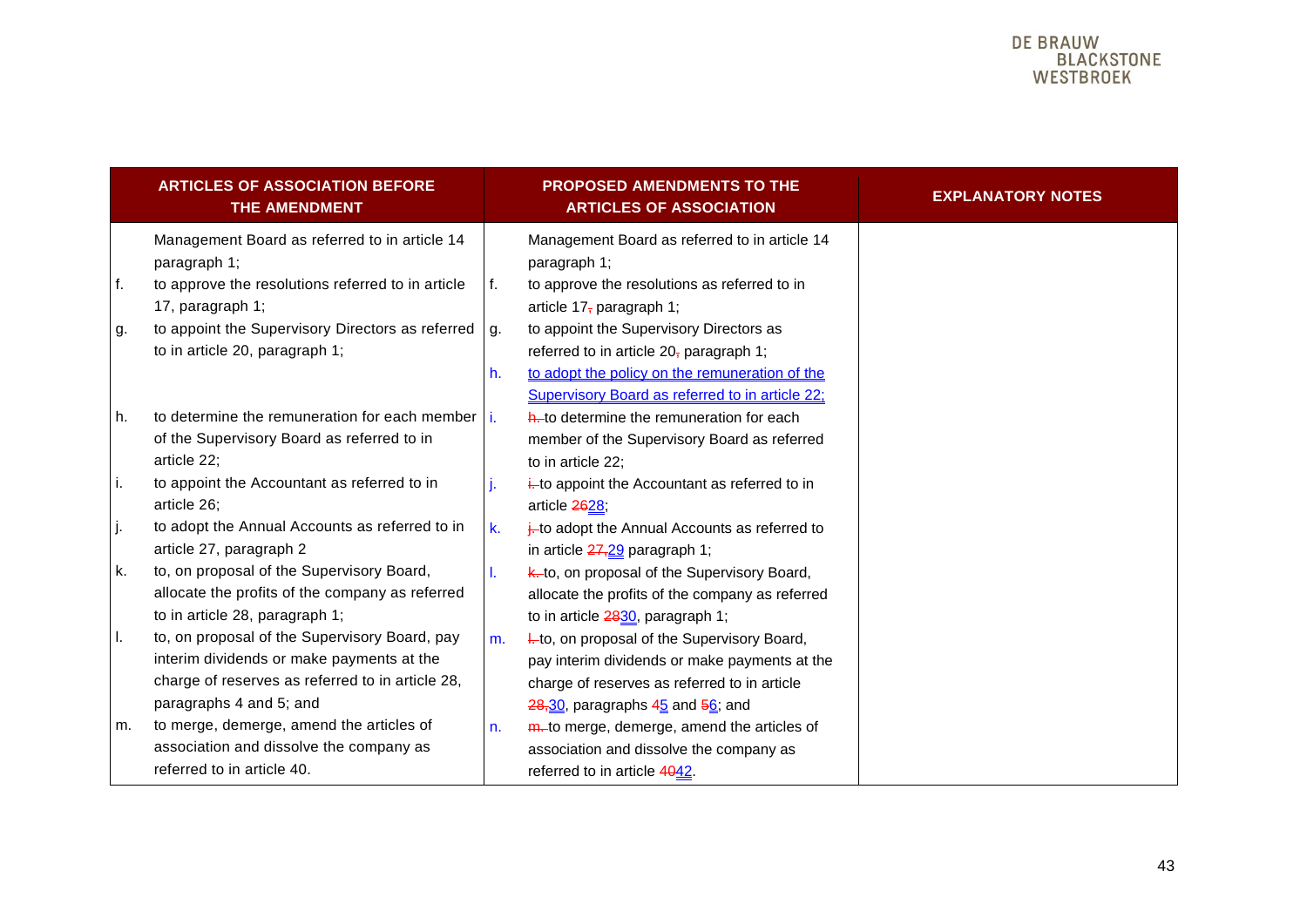| ARTICLES OF ASSOCIATION BEFORE THE AMENDMENT | PROPOSED AMENDMENTS TO THE ARTICLES OF ASSOCIATION | EXPLANATORY NOTES |
|---|---|---|
| Management Board as referred to in article 14 paragraph 1; | Management Board as referred to in article 14 paragraph 1; | |
| f. to approve the resolutions referred to in article 17, paragraph 1; | f. to approve the resolutions as referred to in article 17~~,~~ paragraph 1; | |
| g. to appoint the Supervisory Directors as referred to in article 20, paragraph 1; | g. to appoint the Supervisory Directors as referred to in article 20~~,~~ paragraph 1; | |
| | h. to adopt the policy on the remuneration of the Supervisory Board as referred to in article 22; | |
| h. to determine the remuneration for each member of the Supervisory Board as referred to in article 22; | i. ~~h.~~ to determine the remuneration for each member of the Supervisory Board as referred to in article 22; | |
| i. to appoint the Accountant as referred to in article 26; | j. ~~i.~~ to appoint the Accountant as referred to in article ~~26~~28; | |
| j. to adopt the Annual Accounts as referred to in article 27, paragraph 2 | k. ~~j.~~ to adopt the Annual Accounts as referred to in article ~~27,~~29 paragraph 1; | |
| k. to, on proposal of the Supervisory Board, allocate the profits of the company as referred to in article 28, paragraph 1; | l. ~~k.~~ to, on proposal of the Supervisory Board, allocate the profits of the company as referred to in article ~~28~~30, paragraph 1; | |
| l. to, on proposal of the Supervisory Board, pay interim dividends or make payments at the charge of reserves as referred to in article 28, paragraphs 4 and 5; and | m. ~~l.~~ to, on proposal of the Supervisory Board, pay interim dividends or make payments at the charge of reserves as referred to in article ~~28,~~30, paragraphs ~~4~~5 and ~~5~~6; and | |
| m. to merge, demerge, amend the articles of association and dissolve the company as referred to in article 40. | n. ~~m.~~ to merge, demerge, amend the articles of association and dissolve the company as referred to in article ~~40~~42. | |